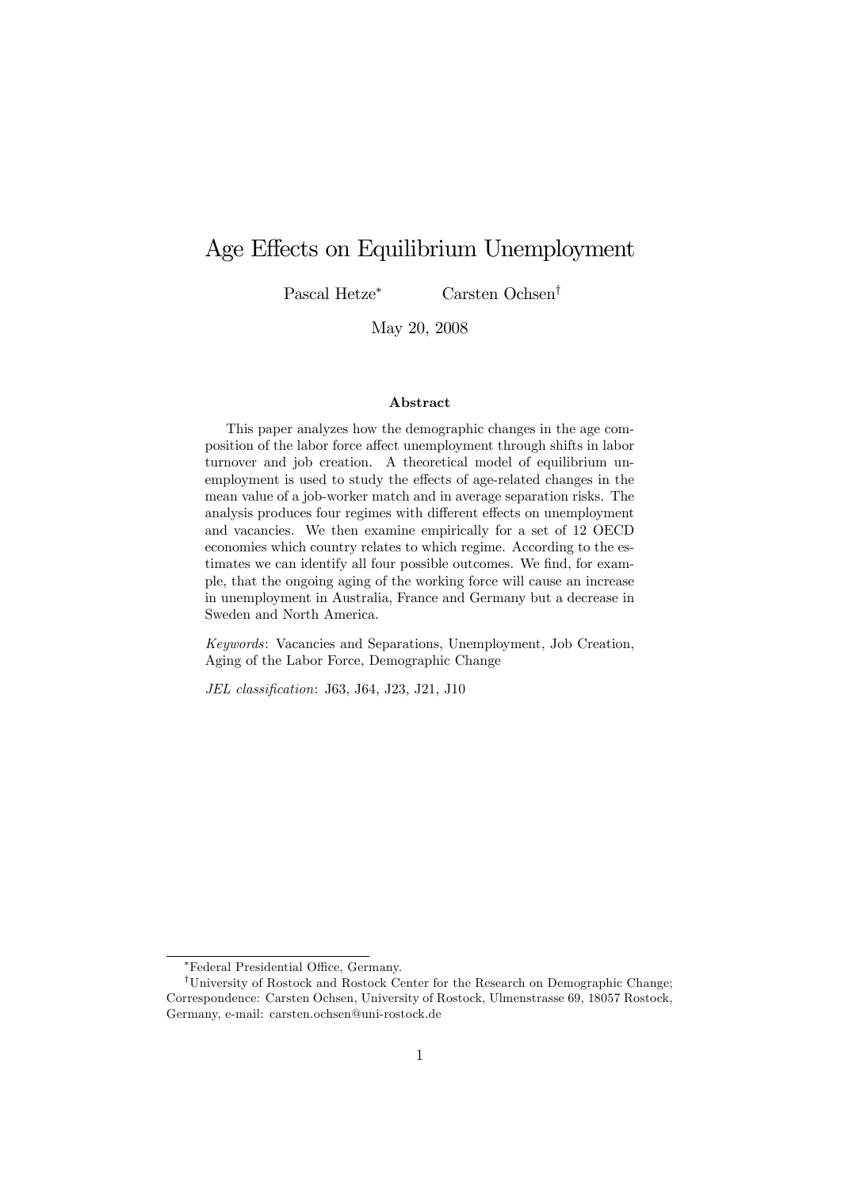# Age Effects on Equilibrium Unemployment

Pascal Hetze[*]  Carsten Ochsen[†]

May 20, 2008

### Abstract

This paper analyzes how the demographic changes in the age composition of the labor force affect unemployment through shifts in labor turnover and job creation. A theoretical model of equilibrium unemployment is used to study the effects of age-related changes in the mean value of a job-worker match and in average separation risks. The analysis produces four regimes with different effects on unemployment and vacancies. We then examine empirically for a set of 12 OECD economies which country relates to which regime. According to the estimates we can identify all four possible outcomes. We find, for example, that the ongoing aging of the working force will cause an increase in unemployment in Australia, France and Germany but a decrease in Sweden and North America.

*Keywords*: Vacancies and Separations, Unemployment, Job Creation, Aging of the Labor Force, Demographic Change

*JEL classification*: J63, J64, J23, J21, J10

---

[*] Federal Presidential Office, Germany.

[†] University of Rostock and Rostock Center for the Research on Demographic Change; Correspondence: Carsten Ochsen, University of Rostock, Ulmenstrasse 69, 18057 Rostock, Germany, e-mail: carsten.ochsen@uni-rostock.de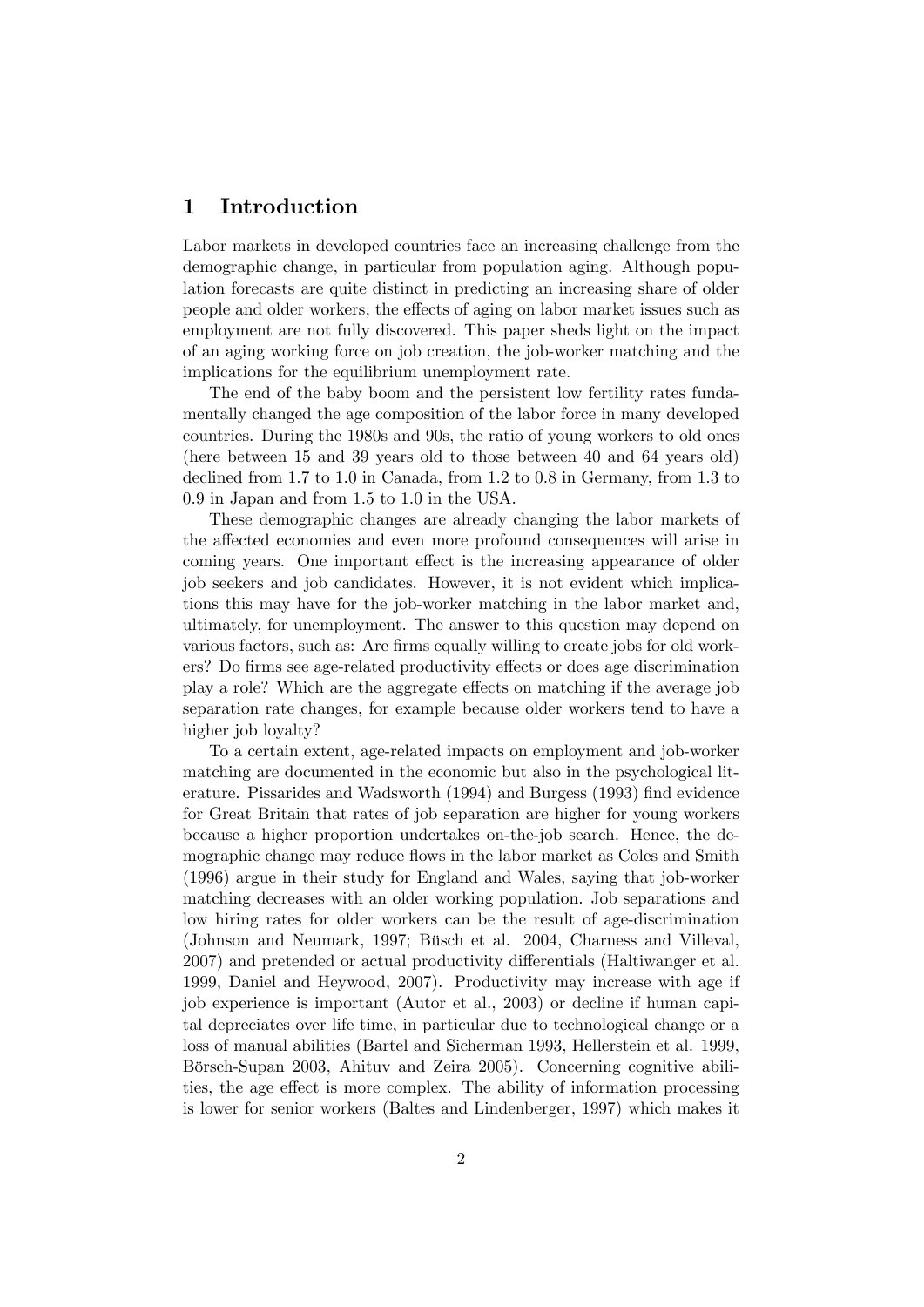# 1 Introduction

Labor markets in developed countries face an increasing challenge from the demographic change, in particular from population aging. Although population forecasts are quite distinct in predicting an increasing share of older people and older workers, the effects of aging on labor market issues such as employment are not fully discovered. This paper sheds light on the impact of an aging working force on job creation, the job-worker matching and the implications for the equilibrium unemployment rate.

The end of the baby boom and the persistent low fertility rates fundamentally changed the age composition of the labor force in many developed countries. During the 1980s and 90s, the ratio of young workers to old ones (here between 15 and 39 years old to those between 40 and 64 years old) declined from 1.7 to 1.0 in Canada, from 1.2 to 0.8 in Germany, from 1.3 to 0.9 in Japan and from 1.5 to 1.0 in the USA.

These demographic changes are already changing the labor markets of the affected economies and even more profound consequences will arise in coming years. One important effect is the increasing appearance of older job seekers and job candidates. However, it is not evident which implications this may have for the job-worker matching in the labor market and, ultimately, for unemployment. The answer to this question may depend on various factors, such as: Are firms equally willing to create jobs for old workers? Do firms see age-related productivity effects or does age discrimination play a role? Which are the aggregate effects on matching if the average job separation rate changes, for example because older workers tend to have a higher job loyalty?

To a certain extent, age-related impacts on employment and job-worker matching are documented in the economic but also in the psychological literature. Pissarides and Wadsworth (1994) and Burgess (1993) find evidence for Great Britain that rates of job separation are higher for young workers because a higher proportion undertakes on-the-job search. Hence, the demographic change may reduce flows in the labor market as Coles and Smith (1996) argue in their study for England and Wales, saying that job-worker matching decreases with an older working population. Job separations and low hiring rates for older workers can be the result of age-discrimination (Johnson and Neumark, 1997; Büsch et al. 2004, Charness and Villeval, 2007) and pretended or actual productivity differentials (Haltiwanger et al. 1999, Daniel and Heywood, 2007). Productivity may increase with age if job experience is important (Autor et al., 2003) or decline if human capital depreciates over life time, in particular due to technological change or a loss of manual abilities (Bartel and Sicherman 1993, Hellerstein et al. 1999, Börsch-Supan 2003, Ahituv and Zeira 2005). Concerning cognitive abilities, the age effect is more complex. The ability of information processing is lower for senior workers (Baltes and Lindenberger, 1997) which makes it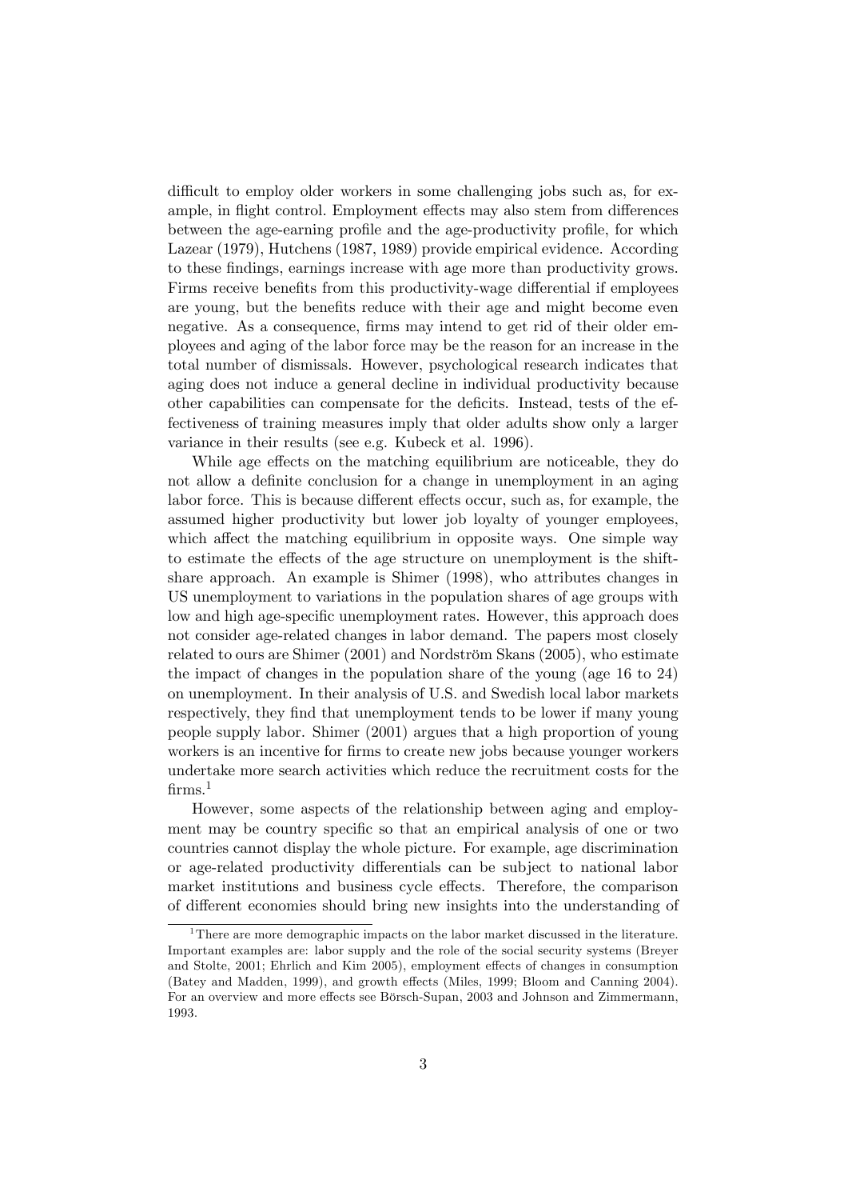difficult to employ older workers in some challenging jobs such as, for example, in flight control. Employment effects may also stem from differences between the age-earning profile and the age-productivity profile, for which Lazear (1979), Hutchens (1987, 1989) provide empirical evidence. According to these findings, earnings increase with age more than productivity grows. Firms receive benefits from this productivity-wage differential if employees are young, but the benefits reduce with their age and might become even negative. As a consequence, firms may intend to get rid of their older employees and aging of the labor force may be the reason for an increase in the total number of dismissals. However, psychological research indicates that aging does not induce a general decline in individual productivity because other capabilities can compensate for the deficits. Instead, tests of the effectiveness of training measures imply that older adults show only a larger variance in their results (see e.g. Kubeck et al. 1996).

While age effects on the matching equilibrium are noticeable, they do not allow a definite conclusion for a change in unemployment in an aging labor force. This is because different effects occur, such as, for example, the assumed higher productivity but lower job loyalty of younger employees, which affect the matching equilibrium in opposite ways. One simple way to estimate the effects of the age structure on unemployment is the shift-share approach. An example is Shimer (1998), who attributes changes in US unemployment to variations in the population shares of age groups with low and high age-specific unemployment rates. However, this approach does not consider age-related changes in labor demand. The papers most closely related to ours are Shimer (2001) and Nordström Skans (2005), who estimate the impact of changes in the population share of the young (age 16 to 24) on unemployment. In their analysis of U.S. and Swedish local labor markets respectively, they find that unemployment tends to be lower if many young people supply labor. Shimer (2001) argues that a high proportion of young workers is an incentive for firms to create new jobs because younger workers undertake more search activities which reduce the recruitment costs for the firms.[1]

However, some aspects of the relationship between aging and employment may be country specific so that an empirical analysis of one or two countries cannot display the whole picture. For example, age discrimination or age-related productivity differentials can be subject to national labor market institutions and business cycle effects. Therefore, the comparison of different economies should bring new insights into the understanding of

[1] There are more demographic impacts on the labor market discussed in the literature. Important examples are: labor supply and the role of the social security systems (Breyer and Stolte, 2001; Ehrlich and Kim 2005), employment effects of changes in consumption (Batey and Madden, 1999), and growth effects (Miles, 1999; Bloom and Canning 2004). For an overview and more effects see Börsch-Supan, 2003 and Johnson and Zimmermann, 1993.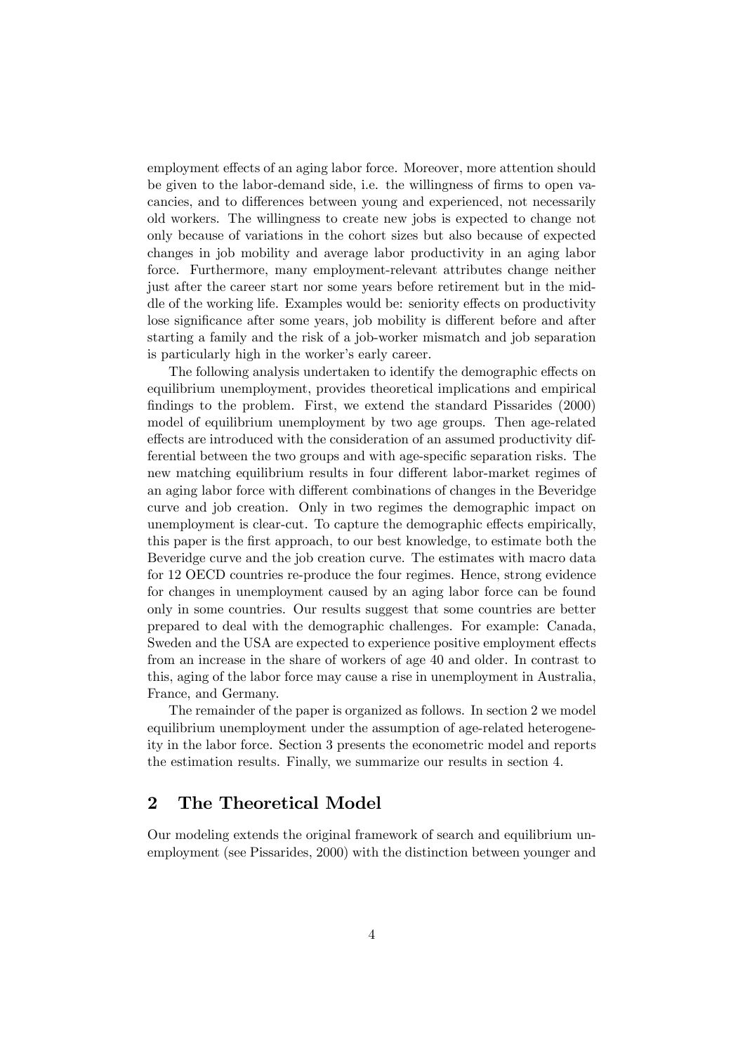employment effects of an aging labor force. Moreover, more attention should be given to the labor-demand side, i.e. the willingness of firms to open vacancies, and to differences between young and experienced, not necessarily old workers. The willingness to create new jobs is expected to change not only because of variations in the cohort sizes but also because of expected changes in job mobility and average labor productivity in an aging labor force. Furthermore, many employment-relevant attributes change neither just after the career start nor some years before retirement but in the middle of the working life. Examples would be: seniority effects on productivity lose significance after some years, job mobility is different before and after starting a family and the risk of a job-worker mismatch and job separation is particularly high in the worker's early career.

The following analysis undertaken to identify the demographic effects on equilibrium unemployment, provides theoretical implications and empirical findings to the problem. First, we extend the standard Pissarides (2000) model of equilibrium unemployment by two age groups. Then age-related effects are introduced with the consideration of an assumed productivity differential between the two groups and with age-specific separation risks. The new matching equilibrium results in four different labor-market regimes of an aging labor force with different combinations of changes in the Beveridge curve and job creation. Only in two regimes the demographic impact on unemployment is clear-cut. To capture the demographic effects empirically, this paper is the first approach, to our best knowledge, to estimate both the Beveridge curve and the job creation curve. The estimates with macro data for 12 OECD countries re-produce the four regimes. Hence, strong evidence for changes in unemployment caused by an aging labor force can be found only in some countries. Our results suggest that some countries are better prepared to deal with the demographic challenges. For example: Canada, Sweden and the USA are expected to experience positive employment effects from an increase in the share of workers of age 40 and older. In contrast to this, aging of the labor force may cause a rise in unemployment in Australia, France, and Germany.

The remainder of the paper is organized as follows. In section 2 we model equilibrium unemployment under the assumption of age-related heterogeneity in the labor force. Section 3 presents the econometric model and reports the estimation results. Finally, we summarize our results in section 4.

## 2 The Theoretical Model

Our modeling extends the original framework of search and equilibrium unemployment (see Pissarides, 2000) with the distinction between younger and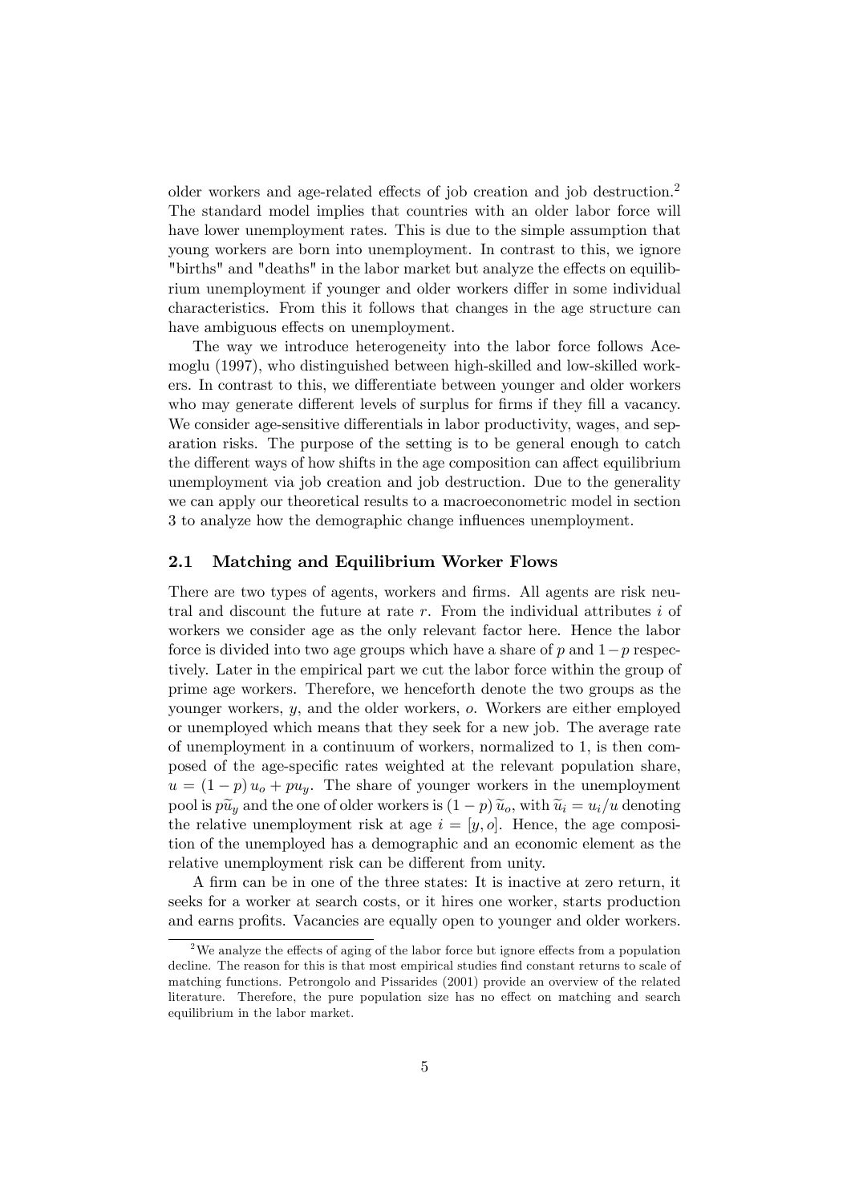older workers and age-related effects of job creation and job destruction.[2] The standard model implies that countries with an older labor force will have lower unemployment rates. This is due to the simple assumption that young workers are born into unemployment. In contrast to this, we ignore "births" and "deaths" in the labor market but analyze the effects on equilibrium unemployment if younger and older workers differ in some individual characteristics. From this it follows that changes in the age structure can have ambiguous effects on unemployment.

The way we introduce heterogeneity into the labor force follows Acemoglu (1997), who distinguished between high-skilled and low-skilled workers. In contrast to this, we differentiate between younger and older workers who may generate different levels of surplus for firms if they fill a vacancy. We consider age-sensitive differentials in labor productivity, wages, and separation risks. The purpose of the setting is to be general enough to catch the different ways of how shifts in the age composition can affect equilibrium unemployment via job creation and job destruction. Due to the generality we can apply our theoretical results to a macroeconometric model in section 3 to analyze how the demographic change influences unemployment.

## 2.1 Matching and Equilibrium Worker Flows

There are two types of agents, workers and firms. All agents are risk neutral and discount the future at rate $r$. From the individual attributes $i$ of workers we consider age as the only relevant factor here. Hence the labor force is divided into two age groups which have a share of $p$ and $1-p$ respectively. Later in the empirical part we cut the labor force within the group of prime age workers. Therefore, we henceforth denote the two groups as the younger workers, $y$, and the older workers, $o$. Workers are either employed or unemployed which means that they seek for a new job. The average rate of unemployment in a continuum of workers, normalized to 1, is then composed of the age-specific rates weighted at the relevant population share, $u = (1-p)\,u_o + pu_y$. The share of younger workers in the unemployment pool is $p\widetilde{u}_y$ and the one of older workers is $(1-p)\,\widetilde{u}_o$, with $\widetilde{u}_i = u_i/u$ denoting the relative unemployment risk at age $i = [y, o]$. Hence, the age composition of the unemployed has a demographic and an economic element as the relative unemployment risk can be different from unity.

A firm can be in one of the three states: It is inactive at zero return, it seeks for a worker at search costs, or it hires one worker, starts production and earns profits. Vacancies are equally open to younger and older workers.

[2] We analyze the effects of aging of the labor force but ignore effects from a population decline. The reason for this is that most empirical studies find constant returns to scale of matching functions. Petrongolo and Pissarides (2001) provide an overview of the related literature. Therefore, the pure population size has no effect on matching and search equilibrium in the labor market.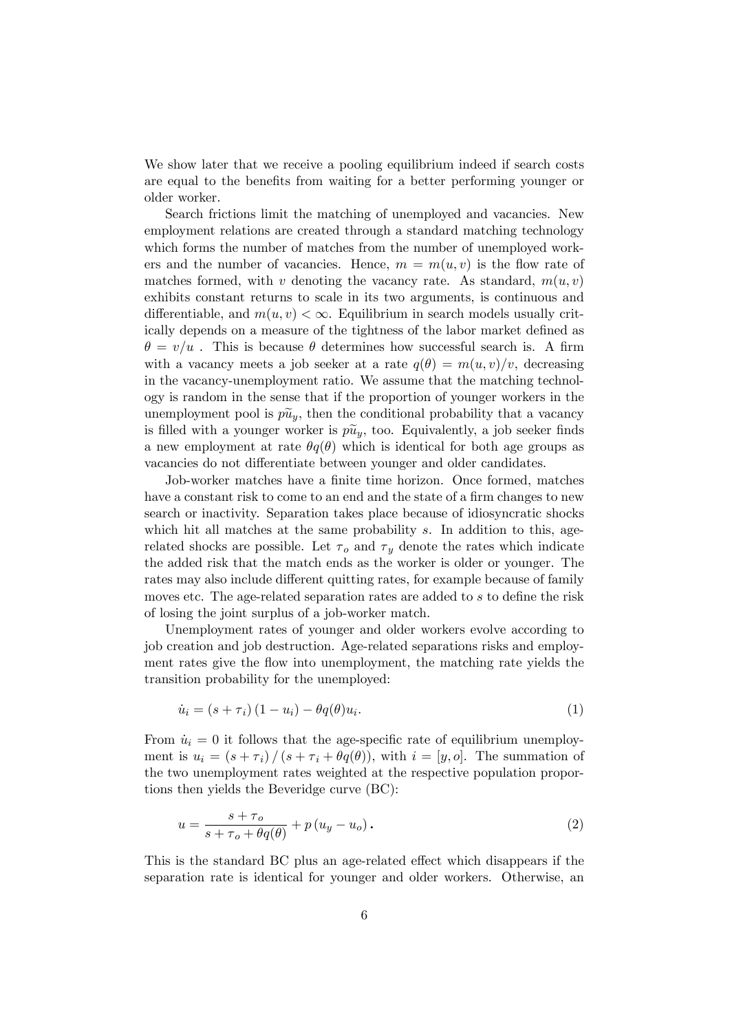We show later that we receive a pooling equilibrium indeed if search costs are equal to the benefits from waiting for a better performing younger or older worker.

Search frictions limit the matching of unemployed and vacancies. New employment relations are created through a standard matching technology which forms the number of matches from the number of unemployed workers and the number of vacancies. Hence, $m = m(u, v)$ is the flow rate of matches formed, with $v$ denoting the vacancy rate. As standard, $m(u, v)$ exhibits constant returns to scale in its two arguments, is continuous and differentiable, and $m(u, v) < \infty$. Equilibrium in search models usually critically depends on a measure of the tightness of the labor market defined as $\theta = v/u$ . This is because $\theta$ determines how successful search is. A firm with a vacancy meets a job seeker at a rate $q(\theta) = m(u, v)/v$, decreasing in the vacancy-unemployment ratio. We assume that the matching technology is random in the sense that if the proportion of younger workers in the unemployment pool is $p\widetilde{u}_y$, then the conditional probability that a vacancy is filled with a younger worker is $p\widetilde{u}_y$, too. Equivalently, a job seeker finds a new employment at rate $\theta q(\theta)$ which is identical for both age groups as vacancies do not differentiate between younger and older candidates.

Job-worker matches have a finite time horizon. Once formed, matches have a constant risk to come to an end and the state of a firm changes to new search or inactivity. Separation takes place because of idiosyncratic shocks which hit all matches at the same probability $s$. In addition to this, age-related shocks are possible. Let $\tau_o$ and $\tau_y$ denote the rates which indicate the added risk that the match ends as the worker is older or younger. The rates may also include different quitting rates, for example because of family moves etc. The age-related separation rates are added to $s$ to define the risk of losing the joint surplus of a job-worker match.

Unemployment rates of younger and older workers evolve according to job creation and job destruction. Age-related separations risks and employment rates give the flow into unemployment, the matching rate yields the transition probability for the unemployed:

$$\dot{u}_i = (s + \tau_i)(1 - u_i) - \theta q(\theta) u_i. \tag{1}$$

From $\dot{u}_i = 0$ it follows that the age-specific rate of equilibrium unemployment is $u_i = (s + \tau_i) / (s + \tau_i + \theta q(\theta))$, with $i = [y, o]$. The summation of the two unemployment rates weighted at the respective population proportions then yields the Beveridge curve (BC):

$$u = \frac{s + \tau_o}{s + \tau_o + \theta q(\theta)} + p(u_y - u_o). \tag{2}$$

This is the standard BC plus an age-related effect which disappears if the separation rate is identical for younger and older workers. Otherwise, an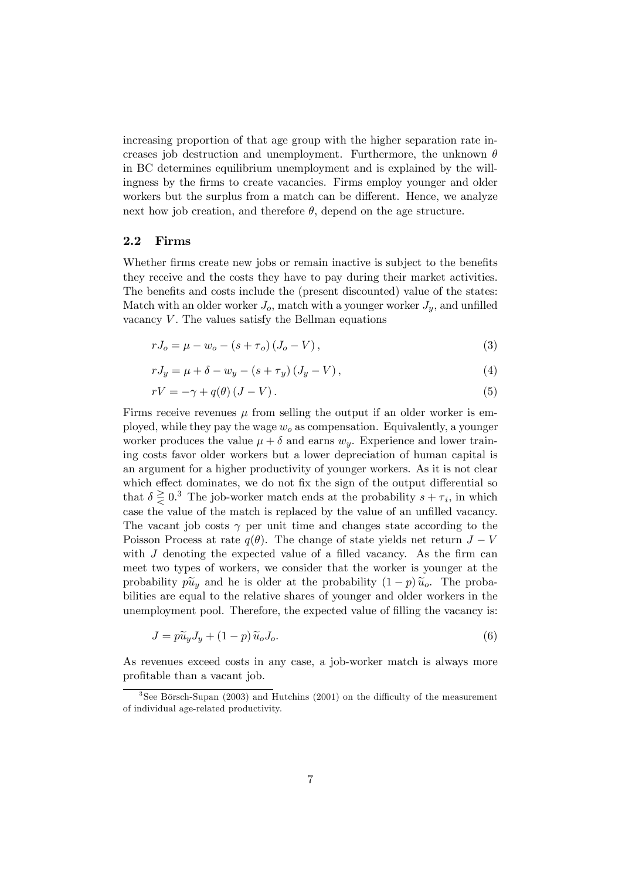increasing proportion of that age group with the higher separation rate increases job destruction and unemployment. Furthermore, the unknown $\theta$ in BC determines equilibrium unemployment and is explained by the willingness by the firms to create vacancies. Firms employ younger and older workers but the surplus from a match can be different. Hence, we analyze next how job creation, and therefore $\theta$, depend on the age structure.

## 2.2 Firms

Whether firms create new jobs or remain inactive is subject to the benefits they receive and the costs they have to pay during their market activities. The benefits and costs include the (present discounted) value of the states: Match with an older worker $J_o$, match with a younger worker $J_y$, and unfilled vacancy $V$. The values satisfy the Bellman equations

$$rJ_o = \mu - w_o - (s + \tau_o)(J_o - V), \tag{3}$$

$$rJ_y = \mu + \delta - w_y - (s + \tau_y)(J_y - V), \tag{4}$$

$$rV = -\gamma + q(\theta)(J - V). \tag{5}$$

Firms receive revenues $\mu$ from selling the output if an older worker is employed, while they pay the wage $w_o$ as compensation. Equivalently, a younger worker produces the value $\mu + \delta$ and earns $w_y$. Experience and lower training costs favor older workers but a lower depreciation of human capital is an argument for a higher productivity of younger workers. As it is not clear which effect dominates, we do not fix the sign of the output differential so that $\delta \gtreqless 0$.[3] The job-worker match ends at the probability $s + \tau_i$, in which case the value of the match is replaced by the value of an unfilled vacancy. The vacant job costs $\gamma$ per unit time and changes state according to the Poisson Process at rate $q(\theta)$. The change of state yields net return $J - V$ with $J$ denoting the expected value of a filled vacancy. As the firm can meet two types of workers, we consider that the worker is younger at the probability $p\widetilde{u}_y$ and he is older at the probability $(1-p)\widetilde{u}_o$. The probabilities are equal to the relative shares of younger and older workers in the unemployment pool. Therefore, the expected value of filling the vacancy is:

$$J = p\widetilde{u}_y J_y + (1-p)\widetilde{u}_o J_o. \tag{6}$$

As revenues exceed costs in any case, a job-worker match is always more profitable than a vacant job.

[3] See Börsch-Supan (2003) and Hutchins (2001) on the difficulty of the measurement of individual age-related productivity.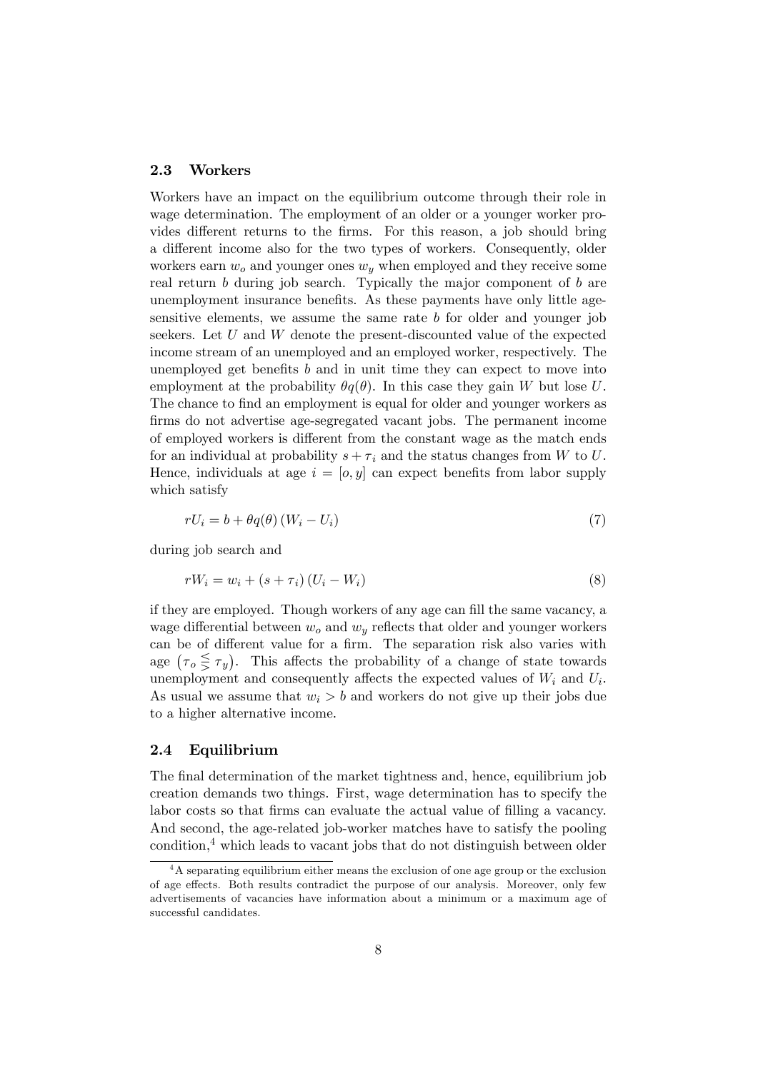### 2.3 Workers

Workers have an impact on the equilibrium outcome through their role in wage determination. The employment of an older or a younger worker provides different returns to the firms. For this reason, a job should bring a different income also for the two types of workers. Consequently, older workers earn $w_o$ and younger ones $w_y$ when employed and they receive some real return $b$ during job search. Typically the major component of $b$ are unemployment insurance benefits. As these payments have only little age-sensitive elements, we assume the same rate $b$ for older and younger job seekers. Let $U$ and $W$ denote the present-discounted value of the expected income stream of an unemployed and an employed worker, respectively. The unemployed get benefits $b$ and in unit time they can expect to move into employment at the probability $\theta q(\theta)$. In this case they gain $W$ but lose $U$. The chance to find an employment is equal for older and younger workers as firms do not advertise age-segregated vacant jobs. The permanent income of employed workers is different from the constant wage as the match ends for an individual at probability $s + \tau_i$ and the status changes from $W$ to $U$. Hence, individuals at age $i = [o, y]$ can expect benefits from labor supply which satisfy

$$rU_i = b + \theta q(\theta) (W_i - U_i) \tag{7}$$

during job search and

$$rW_i = w_i + (s + \tau_i) (U_i - W_i) \tag{8}$$

if they are employed. Though workers of any age can fill the same vacancy, a wage differential between $w_o$ and $w_y$ reflects that older and younger workers can be of different value for a firm. The separation risk also varies with age $\left(\tau_o \lesseqgtr \tau_y\right)$. This affects the probability of a change of state towards unemployment and consequently affects the expected values of $W_i$ and $U_i$. As usual we assume that $w_i > b$ and workers do not give up their jobs due to a higher alternative income.

### 2.4 Equilibrium

The final determination of the market tightness and, hence, equilibrium job creation demands two things. First, wage determination has to specify the labor costs so that firms can evaluate the actual value of filling a vacancy. And second, the age-related job-worker matches have to satisfy the pooling condition,[4] which leads to vacant jobs that do not distinguish between older

[4] A separating equilibrium either means the exclusion of one age group or the exclusion of age effects. Both results contradict the purpose of our analysis. Moreover, only few advertisements of vacancies have information about a minimum or a maximum age of successful candidates.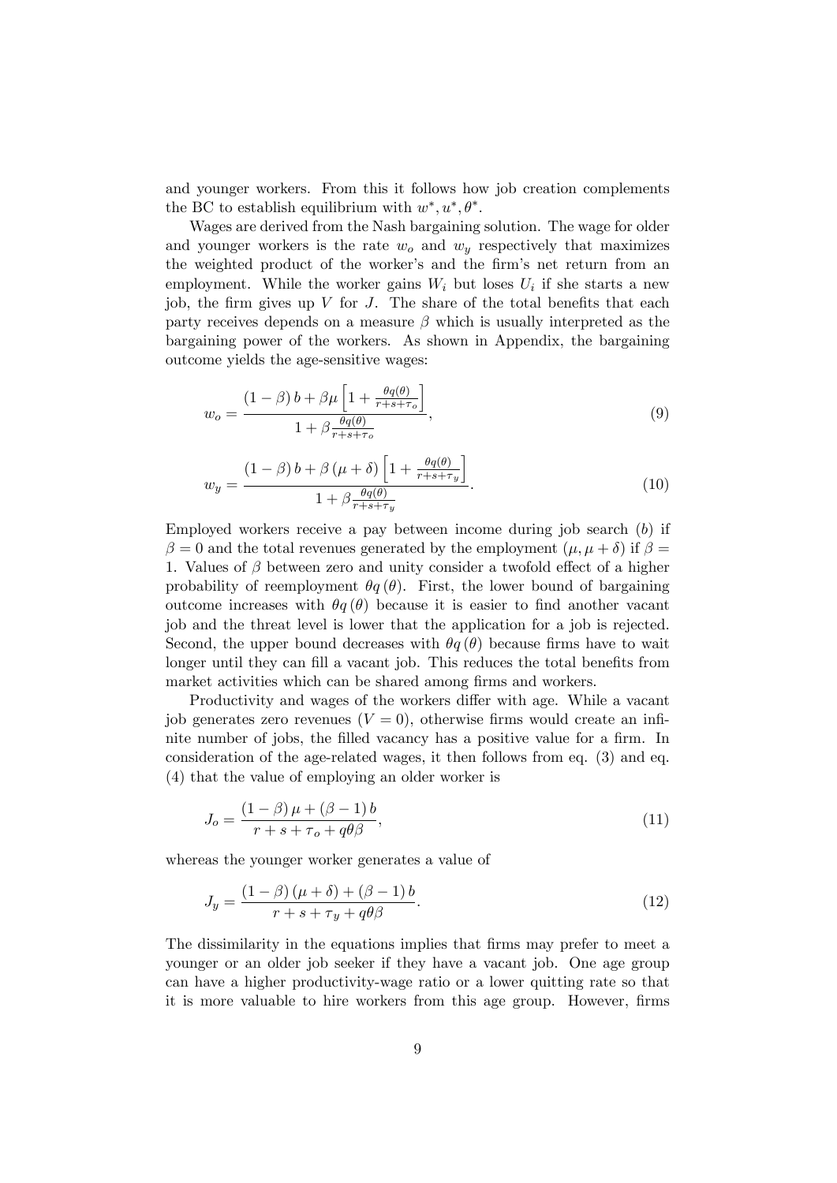and younger workers. From this it follows how job creation complements the BC to establish equilibrium with $w^*, u^*, \theta^*$.

Wages are derived from the Nash bargaining solution. The wage for older and younger workers is the rate $w_o$ and $w_y$ respectively that maximizes the weighted product of the worker's and the firm's net return from an employment. While the worker gains $W_i$ but loses $U_i$ if she starts a new job, the firm gives up $V$ for $J$. The share of the total benefits that each party receives depends on a measure $\beta$ which is usually interpreted as the bargaining power of the workers. As shown in Appendix, the bargaining outcome yields the age-sensitive wages:

$$w_o = \frac{(1-\beta)\,b + \beta\mu\left[1 + \frac{\theta q(\theta)}{r+s+\tau_o}\right]}{1 + \beta\frac{\theta q(\theta)}{r+s+\tau_o}}, \tag{9}$$

$$w_y = \frac{(1-\beta)\,b + \beta\,(\mu+\delta)\left[1 + \frac{\theta q(\theta)}{r+s+\tau_y}\right]}{1 + \beta\frac{\theta q(\theta)}{r+s+\tau_y}}. \tag{10}$$

Employed workers receive a pay between income during job search ($b$) if $\beta = 0$ and the total revenues generated by the employment ($\mu, \mu+\delta$) if $\beta = 1$. Values of $\beta$ between zero and unity consider a twofold effect of a higher probability of reemployment $\theta q(\theta)$. First, the lower bound of bargaining outcome increases with $\theta q(\theta)$ because it is easier to find another vacant job and the threat level is lower that the application for a job is rejected. Second, the upper bound decreases with $\theta q(\theta)$ because firms have to wait longer until they can fill a vacant job. This reduces the total benefits from market activities which can be shared among firms and workers.

Productivity and wages of the workers differ with age. While a vacant job generates zero revenues ($V = 0$), otherwise firms would create an infinite number of jobs, the filled vacancy has a positive value for a firm. In consideration of the age-related wages, it then follows from eq. (3) and eq. (4) that the value of employing an older worker is

$$J_o = \frac{(1-\beta)\,\mu + (\beta-1)\,b}{r+s+\tau_o+q\theta\beta}, \tag{11}$$

whereas the younger worker generates a value of

$$J_y = \frac{(1-\beta)\,(\mu+\delta) + (\beta-1)\,b}{r+s+\tau_y+q\theta\beta}. \tag{12}$$

The dissimilarity in the equations implies that firms may prefer to meet a younger or an older job seeker if they have a vacant job. One age group can have a higher productivity-wage ratio or a lower quitting rate so that it is more valuable to hire workers from this age group. However, firms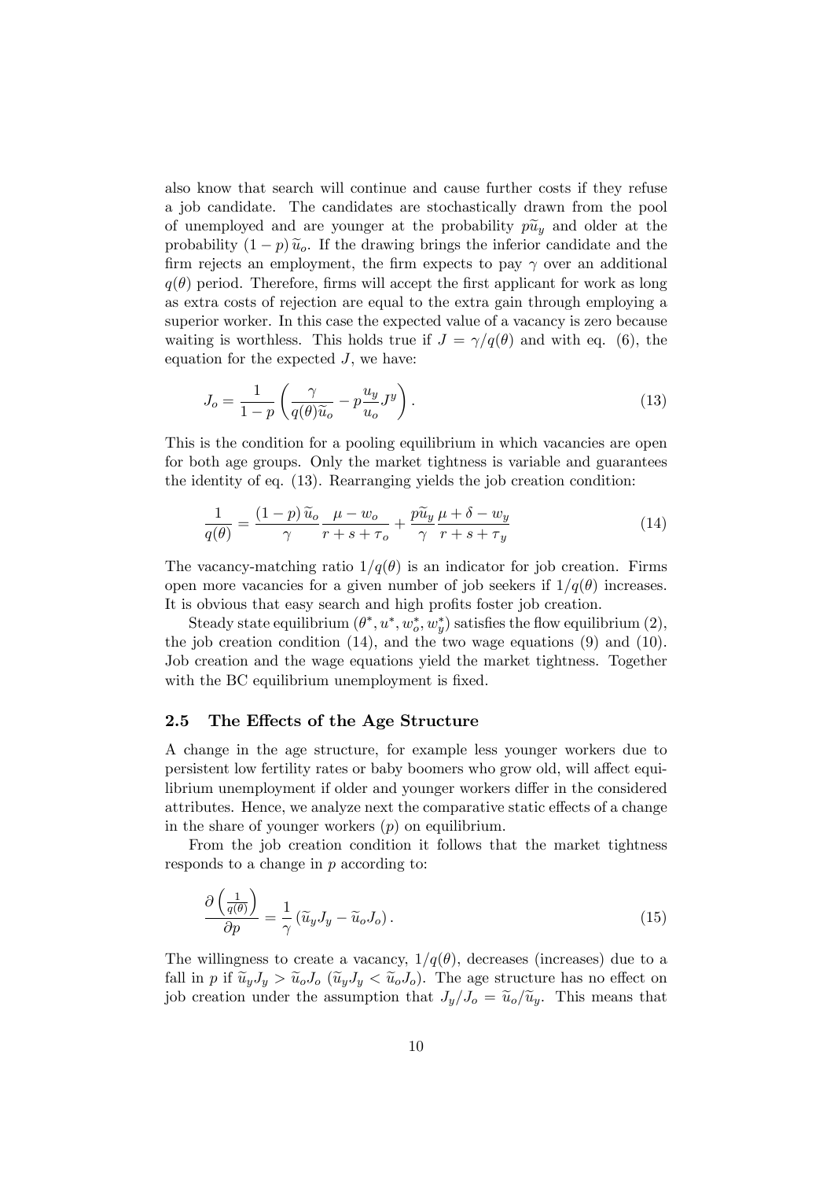also know that search will continue and cause further costs if they refuse a job candidate. The candidates are stochastically drawn from the pool of unemployed and are younger at the probability $p\widetilde{u}_y$ and older at the probability $(1-p)\,\widetilde{u}_o$. If the drawing brings the inferior candidate and the firm rejects an employment, the firm expects to pay $\gamma$ over an additional $q(\theta)$ period. Therefore, firms will accept the first applicant for work as long as extra costs of rejection are equal to the extra gain through employing a superior worker. In this case the expected value of a vacancy is zero because waiting is worthless. This holds true if $J = \gamma/q(\theta)$ and with eq. (6), the equation for the expected $J$, we have:

$$J_o = \frac{1}{1-p}\left(\frac{\gamma}{q(\theta)\widetilde{u}_o} - p\frac{u_y}{u_o}J^y\right). \tag{13}$$

This is the condition for a pooling equilibrium in which vacancies are open for both age groups. Only the market tightness is variable and guarantees the identity of eq. (13). Rearranging yields the job creation condition:

$$\frac{1}{q(\theta)} = \frac{(1-p)\,\widetilde{u}_o}{\gamma}\frac{\mu - w_o}{r+s+\tau_o} + \frac{p\widetilde{u}_y}{\gamma}\frac{\mu+\delta-w_y}{r+s+\tau_y} \tag{14}$$

The vacancy-matching ratio $1/q(\theta)$ is an indicator for job creation. Firms open more vacancies for a given number of job seekers if $1/q(\theta)$ increases. It is obvious that easy search and high profits foster job creation.

Steady state equilibrium $(\theta^*, u^*, w_o^*, w_y^*)$ satisfies the flow equilibrium (2), the job creation condition (14), and the two wage equations (9) and (10). Job creation and the wage equations yield the market tightness. Together with the BC equilibrium unemployment is fixed.

### 2.5 The Effects of the Age Structure

A change in the age structure, for example less younger workers due to persistent low fertility rates or baby boomers who grow old, will affect equilibrium unemployment if older and younger workers differ in the considered attributes. Hence, we analyze next the comparative static effects of a change in the share of younger workers ($p$) on equilibrium.

From the job creation condition it follows that the market tightness responds to a change in $p$ according to:

$$\frac{\partial\left(\frac{1}{q(\theta)}\right)}{\partial p} = \frac{1}{\gamma}\left(\widetilde{u}_y J_y - \widetilde{u}_o J_o\right). \tag{15}$$

The willingness to create a vacancy, $1/q(\theta)$, decreases (increases) due to a fall in $p$ if $\widetilde{u}_y J_y > \widetilde{u}_o J_o$ ($\widetilde{u}_y J_y < \widetilde{u}_o J_o$). The age structure has no effect on job creation under the assumption that $J_y/J_o = \widetilde{u}_o/\widetilde{u}_y$. This means that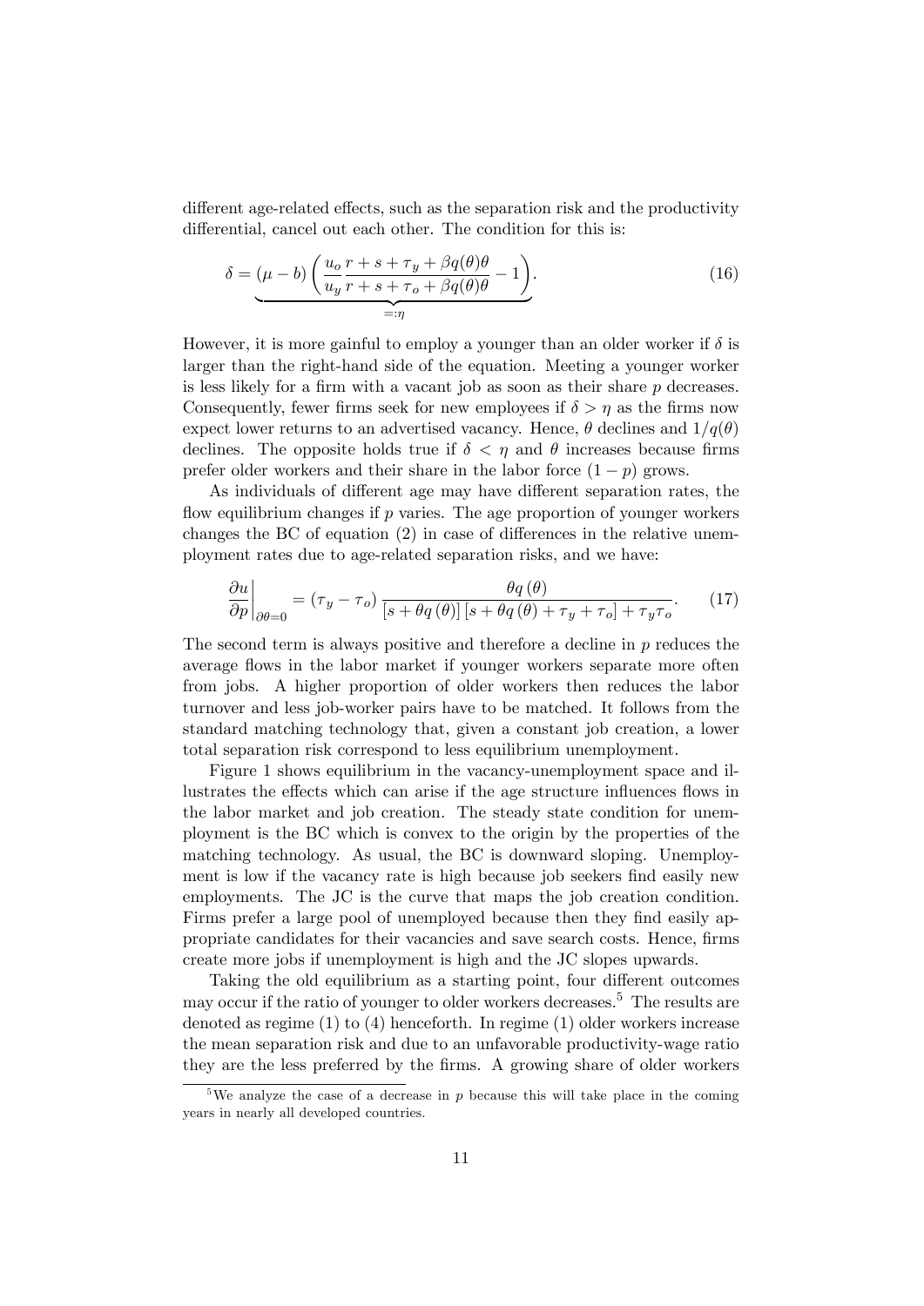different age-related effects, such as the separation risk and the productivity differential, cancel out each other. The condition for this is:

$$\delta = \underbrace{(\mu - b)\left(\frac{u_o}{u_y}\frac{r+s+\tau_y+\beta q(\theta)\theta}{r+s+\tau_o+\beta q(\theta)\theta} - 1\right)}_{=:\eta}. \tag{16}$$

However, it is more gainful to employ a younger than an older worker if $\delta$ is larger than the right-hand side of the equation. Meeting a younger worker is less likely for a firm with a vacant job as soon as their share $p$ decreases. Consequently, fewer firms seek for new employees if $\delta > \eta$ as the firms now expect lower returns to an advertised vacancy. Hence, $\theta$ declines and $1/q(\theta)$ declines. The opposite holds true if $\delta < \eta$ and $\theta$ increases because firms prefer older workers and their share in the labor force $(1-p)$ grows.

As individuals of different age may have different separation rates, the flow equilibrium changes if $p$ varies. The age proportion of younger workers changes the BC of equation (2) in case of differences in the relative unemployment rates due to age-related separation risks, and we have:

$$\left.\frac{\partial u}{\partial p}\right|_{\partial\theta=0} = (\tau_y - \tau_o)\,\frac{\theta q(\theta)}{[s+\theta q(\theta)]\,[s+\theta q(\theta)+\tau_y+\tau_o]+\tau_y\tau_o}. \tag{17}$$

The second term is always positive and therefore a decline in $p$ reduces the average flows in the labor market if younger workers separate more often from jobs. A higher proportion of older workers then reduces the labor turnover and less job-worker pairs have to be matched. It follows from the standard matching technology that, given a constant job creation, a lower total separation risk correspond to less equilibrium unemployment.

Figure 1 shows equilibrium in the vacancy-unemployment space and illustrates the effects which can arise if the age structure influences flows in the labor market and job creation. The steady state condition for unemployment is the BC which is convex to the origin by the properties of the matching technology. As usual, the BC is downward sloping. Unemployment is low if the vacancy rate is high because job seekers find easily new employments. The JC is the curve that maps the job creation condition. Firms prefer a large pool of unemployed because then they find easily appropriate candidates for their vacancies and save search costs. Hence, firms create more jobs if unemployment is high and the JC slopes upwards.

Taking the old equilibrium as a starting point, four different outcomes may occur if the ratio of younger to older workers decreases.[5] The results are denoted as regime (1) to (4) henceforth. In regime (1) older workers increase the mean separation risk and due to an unfavorable productivity-wage ratio they are the less preferred by the firms. A growing share of older workers

[5] We analyze the case of a decrease in $p$ because this will take place in the coming years in nearly all developed countries.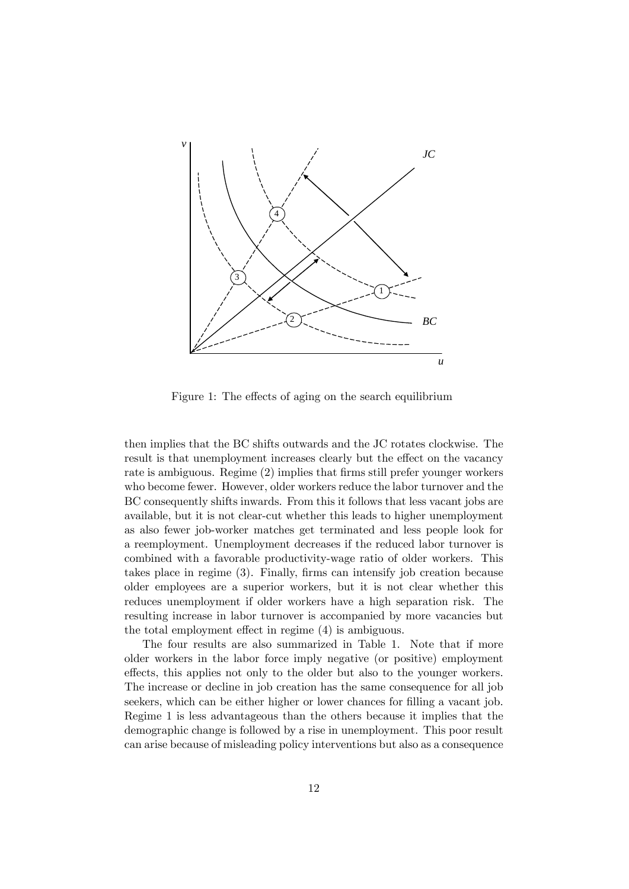Figure 1: The effects of aging on the search equilibrium

then implies that the BC shifts outwards and the JC rotates clockwise. The result is that unemployment increases clearly but the effect on the vacancy rate is ambiguous. Regime (2) implies that firms still prefer younger workers who become fewer. However, older workers reduce the labor turnover and the BC consequently shifts inwards. From this it follows that less vacant jobs are available, but it is not clear-cut whether this leads to higher unemployment as also fewer job-worker matches get terminated and less people look for a reemployment. Unemployment decreases if the reduced labor turnover is combined with a favorable productivity-wage ratio of older workers. This takes place in regime (3). Finally, firms can intensify job creation because older employees are a superior workers, but it is not clear whether this reduces unemployment if older workers have a high separation risk. The resulting increase in labor turnover is accompanied by more vacancies but the total employment effect in regime (4) is ambiguous.

The four results are also summarized in Table 1. Note that if more older workers in the labor force imply negative (or positive) employment effects, this applies not only to the older but also to the younger workers. The increase or decline in job creation has the same consequence for all job seekers, which can be either higher or lower chances for filling a vacant job. Regime 1 is less advantageous than the others because it implies that the demographic change is followed by a rise in unemployment. This poor result can arise because of misleading policy interventions but also as a consequence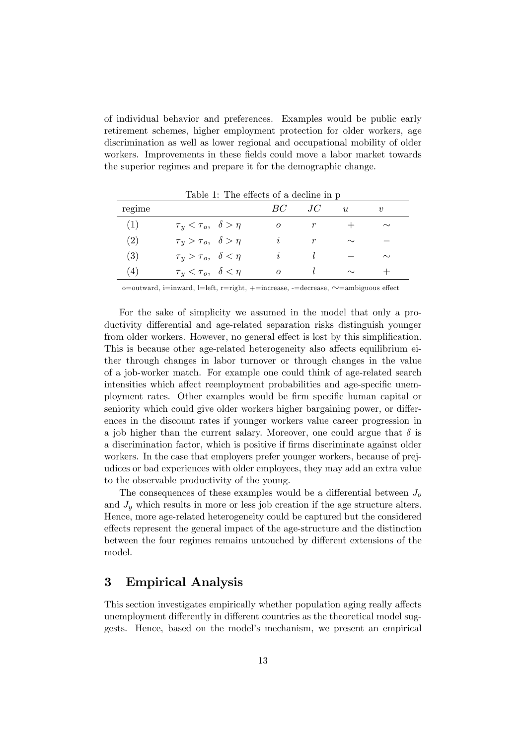of individual behavior and preferences. Examples would be public early retirement schemes, higher employment protection for older workers, age discrimination as well as lower regional and occupational mobility of older workers. Improvements in these fields could move a labor market towards the superior regimes and prepare it for the demographic change.

Table 1: The effects of a decline in p

| regime | | $BC$ | $JC$ | $u$ | $v$ |
|---|---|---|---|---|---|
| (1) | $\tau_y < \tau_o, \;\; \delta > \eta$ | $o$ | $r$ | $+$ | $\sim$ |
| (2) | $\tau_y > \tau_o, \;\; \delta > \eta$ | $i$ | $r$ | $\sim$ | $-$ |
| (3) | $\tau_y > \tau_o, \;\; \delta < \eta$ | $i$ | $l$ | $-$ | $\sim$ |
| (4) | $\tau_y < \tau_o, \;\; \delta < \eta$ | $o$ | $l$ | $\sim$ | $+$ |

o=outward, i=inward, l=left, r=right, +=increase, -=decrease, $\sim$=ambiguous effect

For the sake of simplicity we assumed in the model that only a productivity differential and age-related separation risks distinguish younger from older workers. However, no general effect is lost by this simplification. This is because other age-related heterogeneity also affects equilibrium either through changes in labor turnover or through changes in the value of a job-worker match. For example one could think of age-related search intensities which affect reemployment probabilities and age-specific unemployment rates. Other examples would be firm specific human capital or seniority which could give older workers higher bargaining power, or differences in the discount rates if younger workers value career progression in a job higher than the current salary. Moreover, one could argue that $\delta$ is a discrimination factor, which is positive if firms discriminate against older workers. In the case that employers prefer younger workers, because of prejudices or bad experiences with older employees, they may add an extra value to the observable productivity of the young.

The consequences of these examples would be a differential between $J_o$ and $J_y$ which results in more or less job creation if the age structure alters. Hence, more age-related heterogeneity could be captured but the considered effects represent the general impact of the age-structure and the distinction between the four regimes remains untouched by different extensions of the model.

## 3 Empirical Analysis

This section investigates empirically whether population aging really affects unemployment differently in different countries as the theoretical model suggests. Hence, based on the model's mechanism, we present an empirical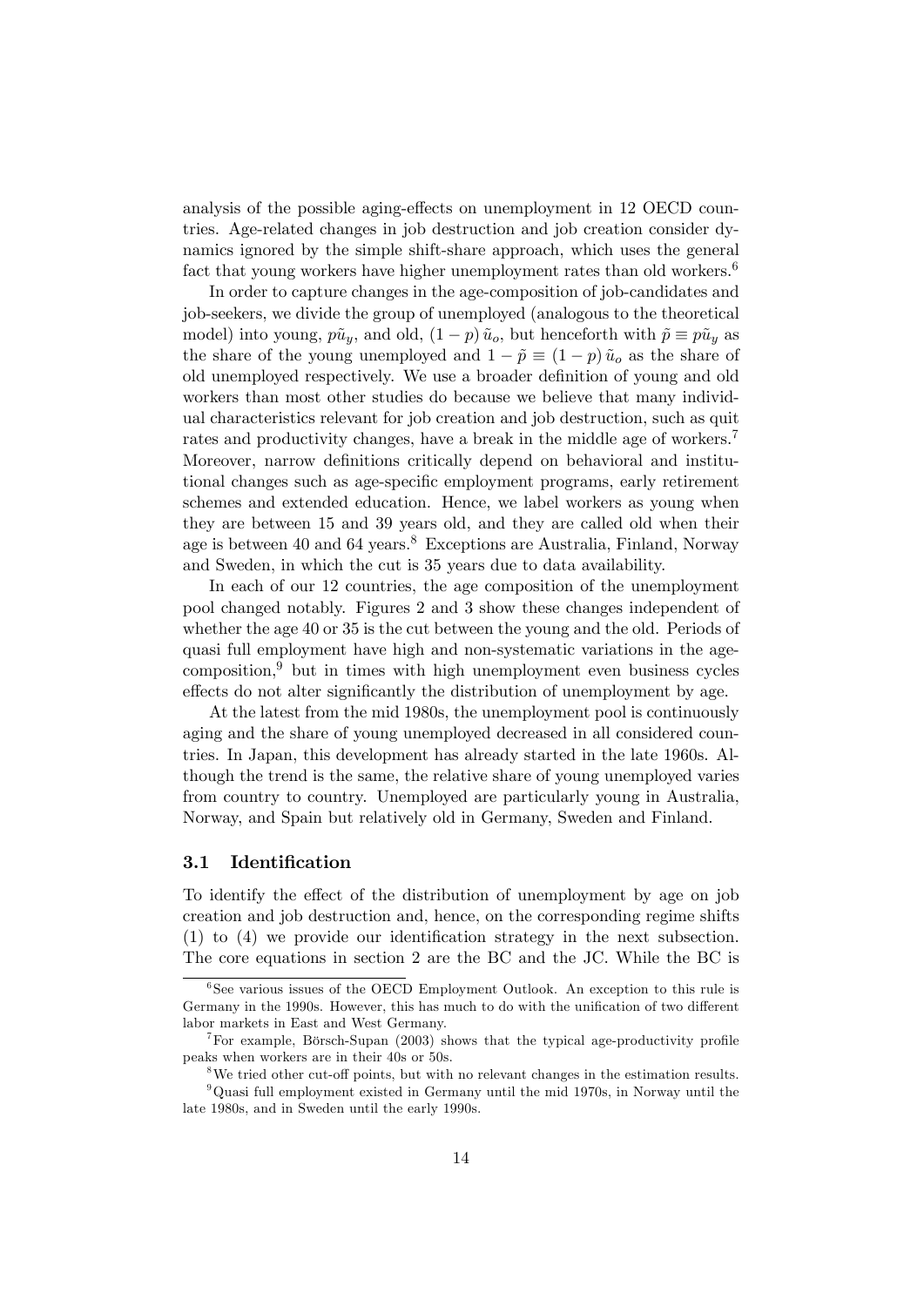analysis of the possible aging-effects on unemployment in 12 OECD countries. Age-related changes in job destruction and job creation consider dynamics ignored by the simple shift-share approach, which uses the general fact that young workers have higher unemployment rates than old workers.[6]

In order to capture changes in the age-composition of job-candidates and job-seekers, we divide the group of unemployed (analogous to the theoretical model) into young, $p\tilde{u}_y$, and old, $(1-p)\,\tilde{u}_o$, but henceforth with $\tilde{p} \equiv p\tilde{u}_y$ as the share of the young unemployed and $1-\tilde{p} \equiv (1-p)\,\tilde{u}_o$ as the share of old unemployed respectively. We use a broader definition of young and old workers than most other studies do because we believe that many individual characteristics relevant for job creation and job destruction, such as quit rates and productivity changes, have a break in the middle age of workers.[7] Moreover, narrow definitions critically depend on behavioral and institutional changes such as age-specific employment programs, early retirement schemes and extended education. Hence, we label workers as young when they are between 15 and 39 years old, and they are called old when their age is between 40 and 64 years.[8] Exceptions are Australia, Finland, Norway and Sweden, in which the cut is 35 years due to data availability.

In each of our 12 countries, the age composition of the unemployment pool changed notably. Figures 2 and 3 show these changes independent of whether the age 40 or 35 is the cut between the young and the old. Periods of quasi full employment have high and non-systematic variations in the age-composition,[9] but in times with high unemployment even business cycles effects do not alter significantly the distribution of unemployment by age.

At the latest from the mid 1980s, the unemployment pool is continuously aging and the share of young unemployed decreased in all considered countries. In Japan, this development has already started in the late 1960s. Although the trend is the same, the relative share of young unemployed varies from country to country. Unemployed are particularly young in Australia, Norway, and Spain but relatively old in Germany, Sweden and Finland.

### 3.1 Identification

To identify the effect of the distribution of unemployment by age on job creation and job destruction and, hence, on the corresponding regime shifts (1) to (4) we provide our identification strategy in the next subsection. The core equations in section 2 are the BC and the JC. While the BC is

---

[6] See various issues of the OECD Employment Outlook. An exception to this rule is Germany in the 1990s. However, this has much to do with the unification of two different labor markets in East and West Germany.

[7] For example, Börsch-Supan (2003) shows that the typical age-productivity profile peaks when workers are in their 40s or 50s.

[8] We tried other cut-off points, but with no relevant changes in the estimation results.

[9] Quasi full employment existed in Germany until the mid 1970s, in Norway until the late 1980s, and in Sweden until the early 1990s.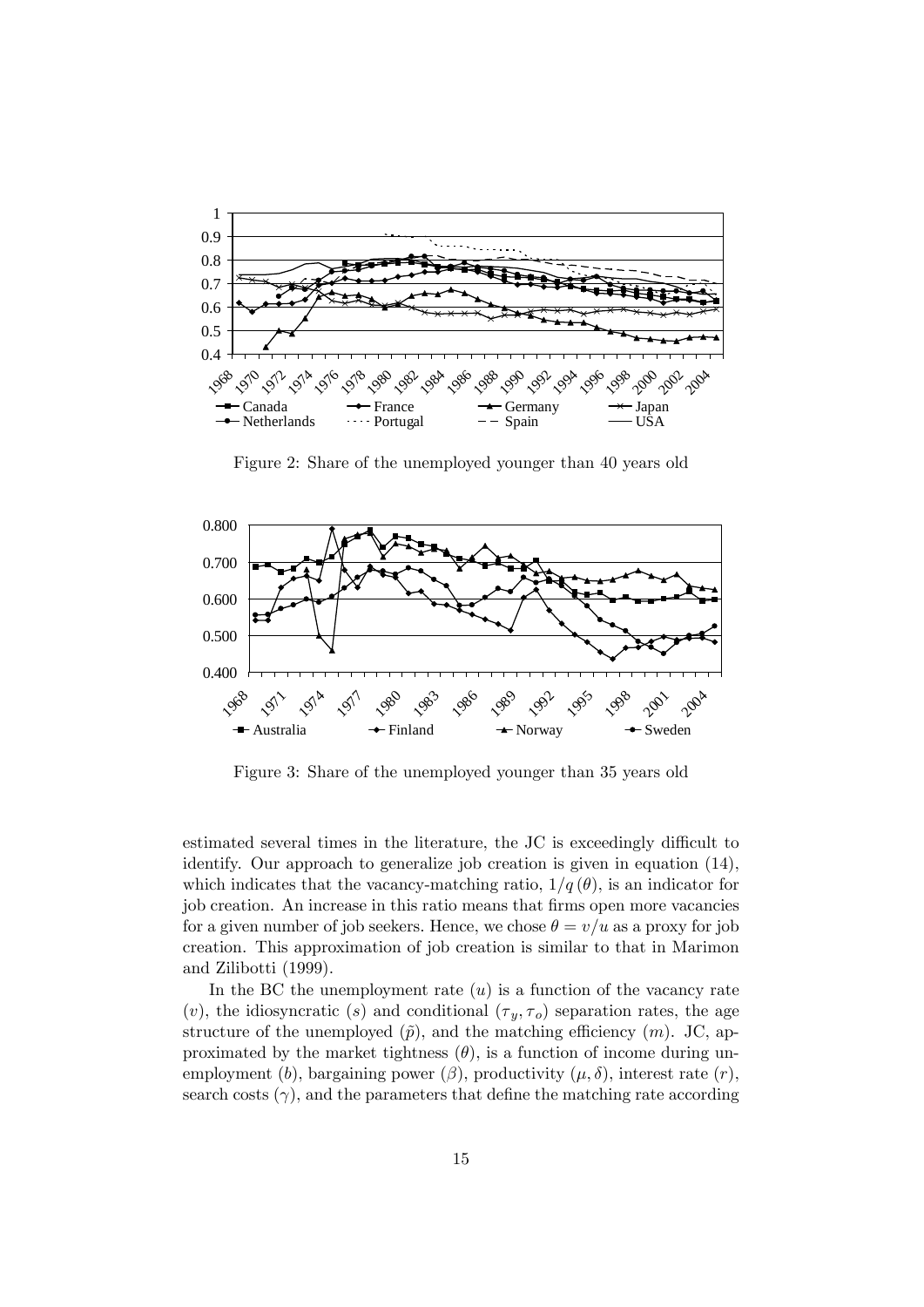Figure 2: Share of the unemployed younger than 40 years old

Figure 3: Share of the unemployed younger than 35 years old

estimated several times in the literature, the JC is exceedingly difficult to identify. Our approach to generalize job creation is given in equation (14), which indicates that the vacancy-matching ratio, $1/q(\theta)$, is an indicator for job creation. An increase in this ratio means that firms open more vacancies for a given number of job seekers. Hence, we chose $\theta = v/u$ as a proxy for job creation. This approximation of job creation is similar to that in Marimon and Zilibotti (1999).

In the BC the unemployment rate ($u$) is a function of the vacancy rate ($v$), the idiosyncratic ($s$) and conditional ($\tau_y, \tau_o$) separation rates, the age structure of the unemployed ($\tilde{p}$), and the matching efficiency ($m$). JC, approximated by the market tightness ($\theta$), is a function of income during unemployment ($b$), bargaining power ($\beta$), productivity ($\mu, \delta$), interest rate ($r$), search costs ($\gamma$), and the parameters that define the matching rate according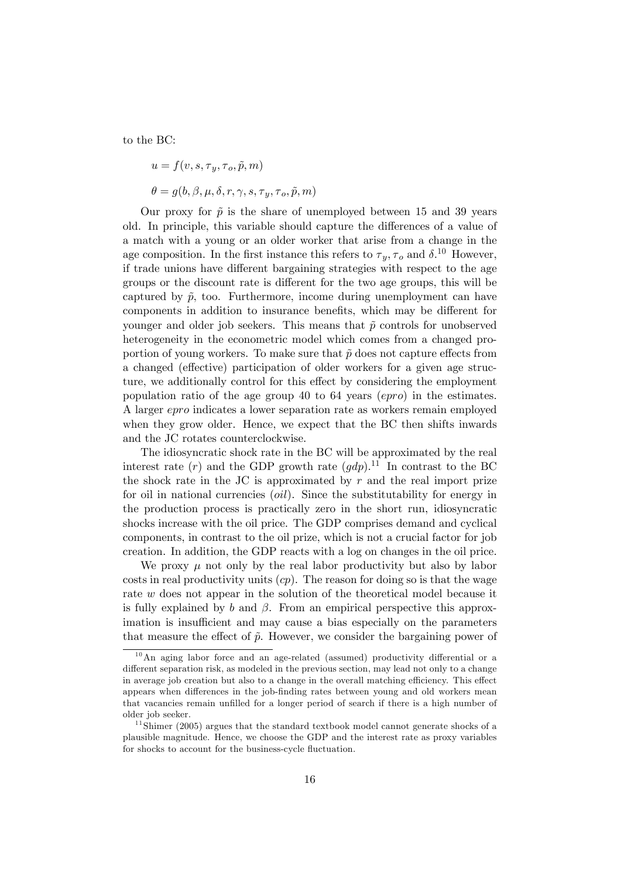to the BC:

$$u = f(v, s, \tau_y, \tau_o, \tilde{p}, m)$$

$$\theta = g(b, \beta, \mu, \delta, r, \gamma, s, \tau_y, \tau_o, \tilde{p}, m)$$

Our proxy for $\tilde{p}$ is the share of unemployed between 15 and 39 years old. In principle, this variable should capture the differences of a value of a match with a young or an older worker that arise from a change in the age composition. In the first instance this refers to $\tau_y, \tau_o$ and $\delta$.[10] However, if trade unions have different bargaining strategies with respect to the age groups or the discount rate is different for the two age groups, this will be captured by $\tilde{p}$, too. Furthermore, income during unemployment can have components in addition to insurance benefits, which may be different for younger and older job seekers. This means that $\tilde{p}$ controls for unobserved heterogeneity in the econometric model which comes from a changed proportion of young workers. To make sure that $\tilde{p}$ does not capture effects from a changed (effective) participation of older workers for a given age structure, we additionally control for this effect by considering the employment population ratio of the age group 40 to 64 years (*epro*) in the estimates. A larger *epro* indicates a lower separation rate as workers remain employed when they grow older. Hence, we expect that the BC then shifts inwards and the JC rotates counterclockwise.

The idiosyncratic shock rate in the BC will be approximated by the real interest rate ($r$) and the GDP growth rate ($gdp$).[11] In contrast to the BC the shock rate in the JC is approximated by $r$ and the real import prize for oil in national currencies (*oil*). Since the substitutability for energy in the production process is practically zero in the short run, idiosyncratic shocks increase with the oil price. The GDP comprises demand and cyclical components, in contrast to the oil prize, which is not a crucial factor for job creation. In addition, the GDP reacts with a log on changes in the oil price.

We proxy $\mu$ not only by the real labor productivity but also by labor costs in real productivity units ($cp$). The reason for doing so is that the wage rate $w$ does not appear in the solution of the theoretical model because it is fully explained by $b$ and $\beta$. From an empirical perspective this approximation is insufficient and may cause a bias especially on the parameters that measure the effect of $\tilde{p}$. However, we consider the bargaining power of

---

[10] An aging labor force and an age-related (assumed) productivity differential or a different separation risk, as modeled in the previous section, may lead not only to a change in average job creation but also to a change in the overall matching efficiency. This effect appears when differences in the job-finding rates between young and old workers mean that vacancies remain unfilled for a longer period of search if there is a high number of older job seeker.

[11] Shimer (2005) argues that the standard textbook model cannot generate shocks of a plausible magnitude. Hence, we choose the GDP and the interest rate as proxy variables for shocks to account for the business-cycle fluctuation.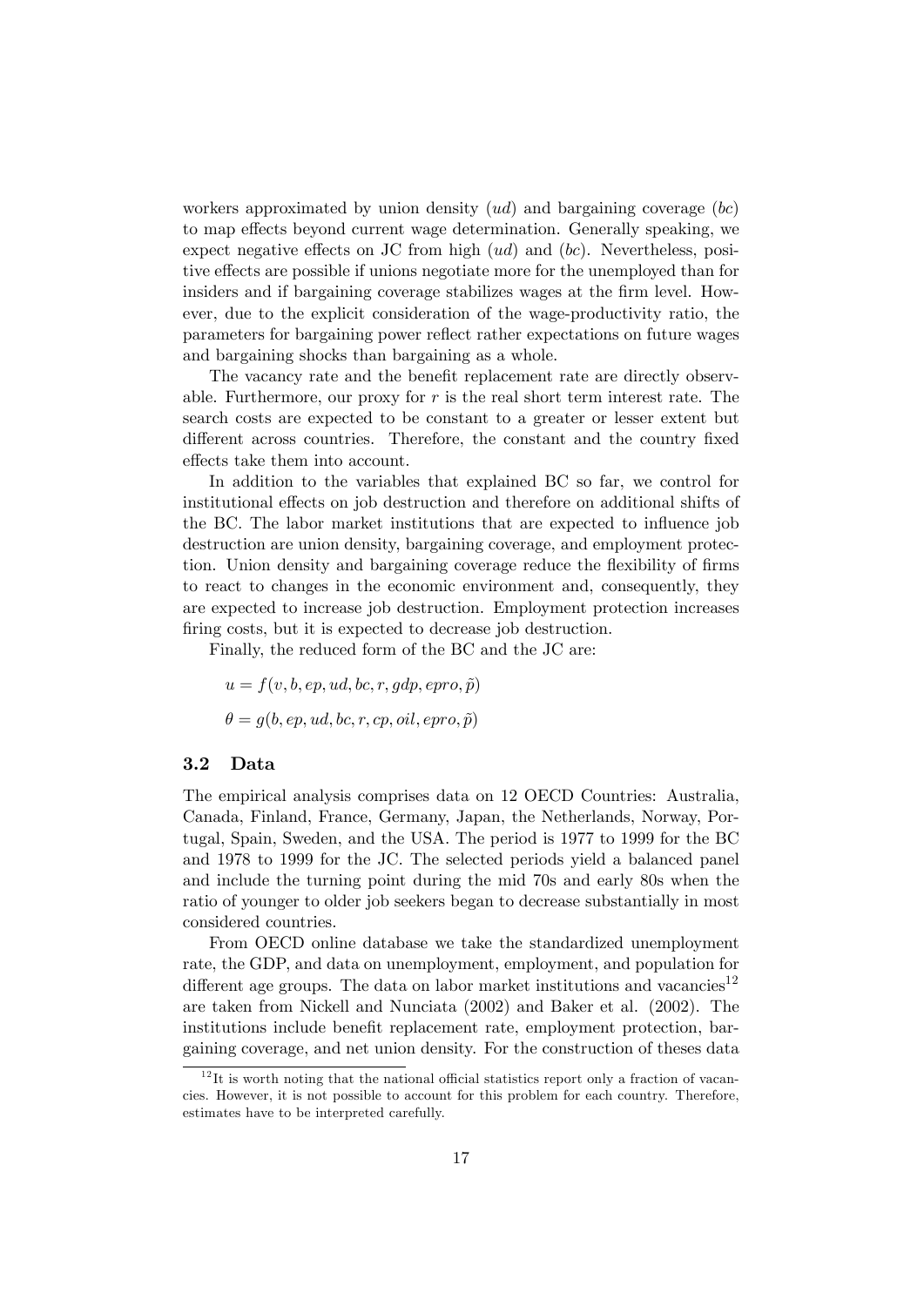workers approximated by union density ($ud$) and bargaining coverage ($bc$) to map effects beyond current wage determination. Generally speaking, we expect negative effects on JC from high ($ud$) and ($bc$). Nevertheless, positive effects are possible if unions negotiate more for the unemployed than for insiders and if bargaining coverage stabilizes wages at the firm level. However, due to the explicit consideration of the wage-productivity ratio, the parameters for bargaining power reflect rather expectations on future wages and bargaining shocks than bargaining as a whole.

The vacancy rate and the benefit replacement rate are directly observable. Furthermore, our proxy for $r$ is the real short term interest rate. The search costs are expected to be constant to a greater or lesser extent but different across countries. Therefore, the constant and the country fixed effects take them into account.

In addition to the variables that explained BC so far, we control for institutional effects on job destruction and therefore on additional shifts of the BC. The labor market institutions that are expected to influence job destruction are union density, bargaining coverage, and employment protection. Union density and bargaining coverage reduce the flexibility of firms to react to changes in the economic environment and, consequently, they are expected to increase job destruction. Employment protection increases firing costs, but it is expected to decrease job destruction.

Finally, the reduced form of the BC and the JC are:

$$u = f(v, b, ep, ud, bc, r, gdp, epro, \tilde{p})$$

$$\theta = g(b, ep, ud, bc, r, cp, oil, epro, \tilde{p})$$

### 3.2 Data

The empirical analysis comprises data on 12 OECD Countries: Australia, Canada, Finland, France, Germany, Japan, the Netherlands, Norway, Portugal, Spain, Sweden, and the USA. The period is 1977 to 1999 for the BC and 1978 to 1999 for the JC. The selected periods yield a balanced panel and include the turning point during the mid 70s and early 80s when the ratio of younger to older job seekers began to decrease substantially in most considered countries.

From OECD online database we take the standardized unemployment rate, the GDP, and data on unemployment, employment, and population for different age groups. The data on labor market institutions and vacancies[12] are taken from Nickell and Nunciata (2002) and Baker et al. (2002). The institutions include benefit replacement rate, employment protection, bargaining coverage, and net union density. For the construction of theses data

[12] It is worth noting that the national official statistics report only a fraction of vacancies. However, it is not possible to account for this problem for each country. Therefore, estimates have to be interpreted carefully.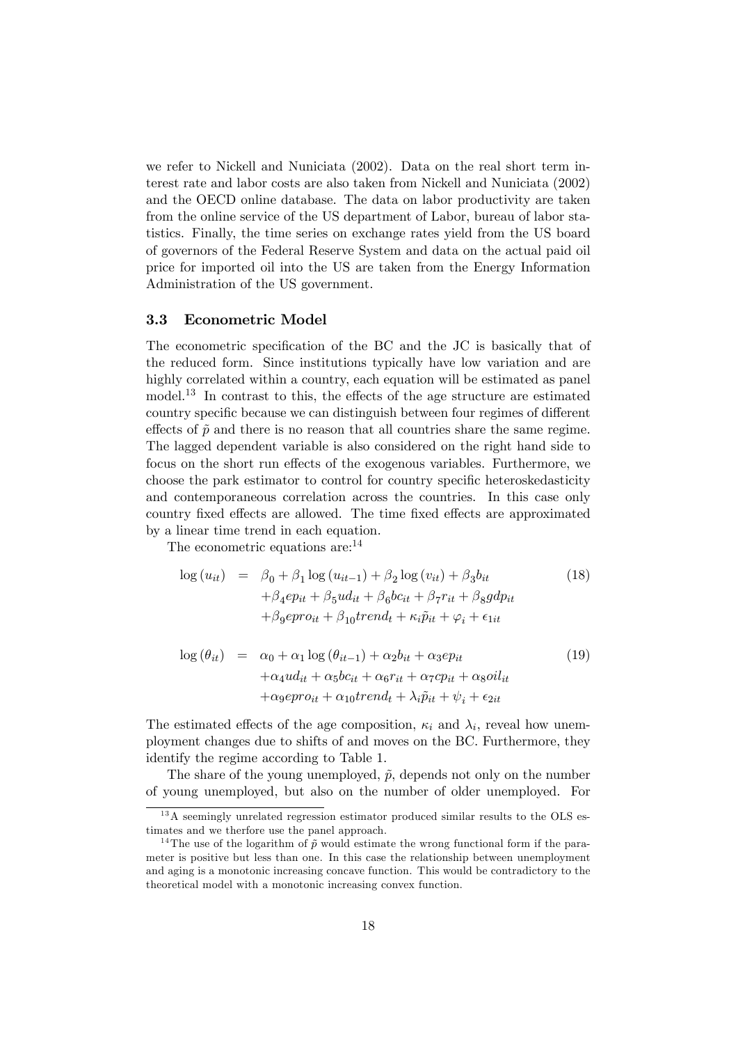we refer to Nickell and Nuniciata (2002). Data on the real short term interest rate and labor costs are also taken from Nickell and Nuniciata (2002) and the OECD online database. The data on labor productivity are taken from the online service of the US department of Labor, bureau of labor statistics. Finally, the time series on exchange rates yield from the US board of governors of the Federal Reserve System and data on the actual paid oil price for imported oil into the US are taken from the Energy Information Administration of the US government.

### 3.3 Econometric Model

The econometric specification of the BC and the JC is basically that of the reduced form. Since institutions typically have low variation and are highly correlated within a country, each equation will be estimated as panel model.[13] In contrast to this, the effects of the age structure are estimated country specific because we can distinguish between four regimes of different effects of $\tilde{p}$ and there is no reason that all countries share the same regime. The lagged dependent variable is also considered on the right hand side to focus on the short run effects of the exogenous variables. Furthermore, we choose the park estimator to control for country specific heteroskedasticity and contemporaneous correlation across the countries. In this case only country fixed effects are allowed. The time fixed effects are approximated by a linear time trend in each equation.

The econometric equations are:[14]

$$\begin{aligned} \log(u_{it}) &= \beta_0 + \beta_1 \log(u_{it-1}) + \beta_2 \log(v_{it}) + \beta_3 b_{it} \\ &\quad + \beta_4 ep_{it} + \beta_5 ud_{it} + \beta_6 bc_{it} + \beta_7 r_{it} + \beta_8 gdp_{it} \\ &\quad + \beta_9 epro_{it} + \beta_{10} trend_t + \kappa_i \tilde{p}_{it} + \varphi_i + \epsilon_{1it} \end{aligned} \tag{18}$$

$$\begin{aligned} \log(\theta_{it}) &= \alpha_0 + \alpha_1 \log(\theta_{it-1}) + \alpha_2 b_{it} + \alpha_3 ep_{it} \\ &\quad + \alpha_4 ud_{it} + \alpha_5 bc_{it} + \alpha_6 r_{it} + \alpha_7 cp_{it} + \alpha_8 oil_{it} \\ &\quad + \alpha_9 epro_{it} + \alpha_{10} trend_t + \lambda_i \tilde{p}_{it} + \psi_i + \epsilon_{2it} \end{aligned} \tag{19}$$

The estimated effects of the age composition, $\kappa_i$ and $\lambda_i$, reveal how unemployment changes due to shifts of and moves on the BC. Furthermore, they identify the regime according to Table 1.

The share of the young unemployed, $\tilde{p}$, depends not only on the number of young unemployed, but also on the number of older unemployed. For

[13] A seemingly unrelated regression estimator produced similar results to the OLS estimates and we therfore use the panel approach.

[14] The use of the logarithm of $\tilde{p}$ would estimate the wrong functional form if the parameter is positive but less than one. In this case the relationship between unemployment and aging is a monotonic increasing concave function. This would be contradictory to the theoretical model with a monotonic increasing convex function.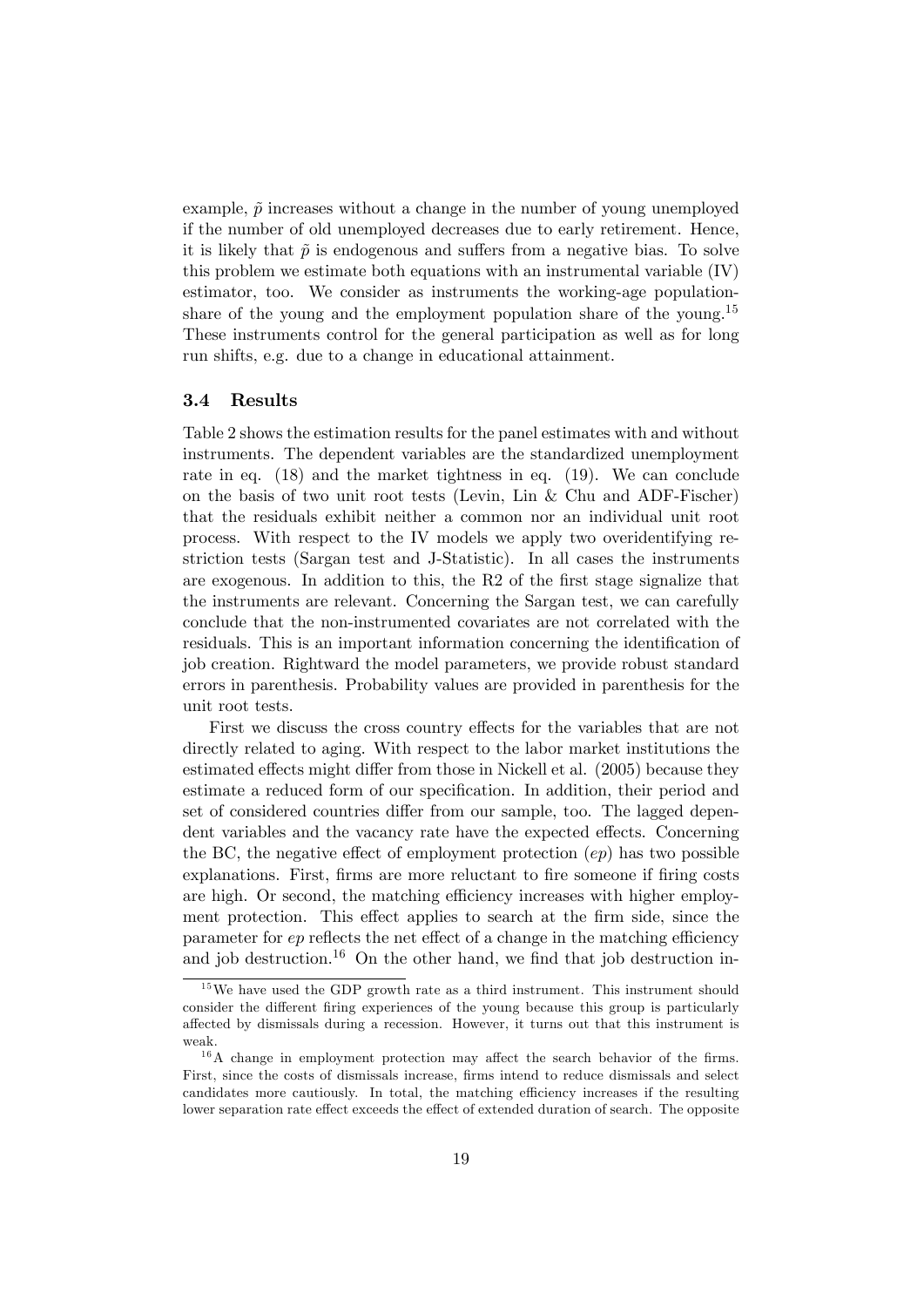example, $\tilde{p}$ increases without a change in the number of young unemployed if the number of old unemployed decreases due to early retirement. Hence, it is likely that $\tilde{p}$ is endogenous and suffers from a negative bias. To solve this problem we estimate both equations with an instrumental variable (IV) estimator, too. We consider as instruments the working-age population-share of the young and the employment population share of the young.[15] These instruments control for the general participation as well as for long run shifts, e.g. due to a change in educational attainment.

### 3.4 Results

Table 2 shows the estimation results for the panel estimates with and without instruments. The dependent variables are the standardized unemployment rate in eq. (18) and the market tightness in eq. (19). We can conclude on the basis of two unit root tests (Levin, Lin & Chu and ADF-Fischer) that the residuals exhibit neither a common nor an individual unit root process. With respect to the IV models we apply two overidentifying restriction tests (Sargan test and J-Statistic). In all cases the instruments are exogenous. In addition to this, the R2 of the first stage signalize that the instruments are relevant. Concerning the Sargan test, we can carefully conclude that the non-instrumented covariates are not correlated with the residuals. This is an important information concerning the identification of job creation. Rightward the model parameters, we provide robust standard errors in parenthesis. Probability values are provided in parenthesis for the unit root tests.

First we discuss the cross country effects for the variables that are not directly related to aging. With respect to the labor market institutions the estimated effects might differ from those in Nickell et al. (2005) because they estimate a reduced form of our specification. In addition, their period and set of considered countries differ from our sample, too. The lagged dependent variables and the vacancy rate have the expected effects. Concerning the BC, the negative effect of employment protection ($ep$) has two possible explanations. First, firms are more reluctant to fire someone if firing costs are high. Or second, the matching efficiency increases with higher employment protection. This effect applies to search at the firm side, since the parameter for $ep$ reflects the net effect of a change in the matching efficiency and job destruction.[16] On the other hand, we find that job destruction in-

[15] We have used the GDP growth rate as a third instrument. This instrument should consider the different firing experiences of the young because this group is particularly affected by dismissals during a recession. However, it turns out that this instrument is weak.

[16] A change in employment protection may affect the search behavior of the firms. First, since the costs of dismissals increase, firms intend to reduce dismissals and select candidates more cautiously. In total, the matching efficiency increases if the resulting lower separation rate effect exceeds the effect of extended duration of search. The opposite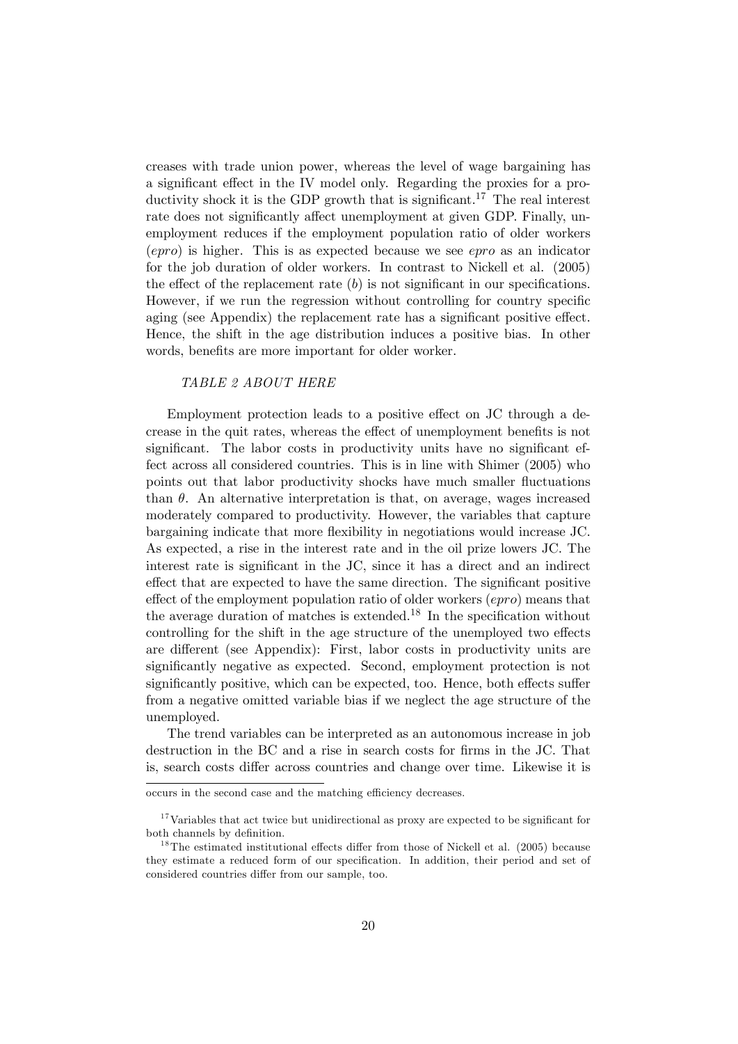creases with trade union power, whereas the level of wage bargaining has a significant effect in the IV model only. Regarding the proxies for a productivity shock it is the GDP growth that is significant.[17] The real interest rate does not significantly affect unemployment at given GDP. Finally, unemployment reduces if the employment population ratio of older workers (*epro*) is higher. This is as expected because we see *epro* as an indicator for the job duration of older workers. In contrast to Nickell et al. (2005) the effect of the replacement rate ($b$) is not significant in our specifications. However, if we run the regression without controlling for country specific aging (see Appendix) the replacement rate has a significant positive effect. Hence, the shift in the age distribution induces a positive bias. In other words, benefits are more important for older worker.

*TABLE 2 ABOUT HERE*

Employment protection leads to a positive effect on JC through a decrease in the quit rates, whereas the effect of unemployment benefits is not significant. The labor costs in productivity units have no significant effect across all considered countries. This is in line with Shimer (2005) who points out that labor productivity shocks have much smaller fluctuations than $\theta$. An alternative interpretation is that, on average, wages increased moderately compared to productivity. However, the variables that capture bargaining indicate that more flexibility in negotiations would increase JC. As expected, a rise in the interest rate and in the oil prize lowers JC. The interest rate is significant in the JC, since it has a direct and an indirect effect that are expected to have the same direction. The significant positive effect of the employment population ratio of older workers (*epro*) means that the average duration of matches is extended.[18] In the specification without controlling for the shift in the age structure of the unemployed two effects are different (see Appendix): First, labor costs in productivity units are significantly negative as expected. Second, employment protection is not significantly positive, which can be expected, too. Hence, both effects suffer from a negative omitted variable bias if we neglect the age structure of the unemployed.

The trend variables can be interpreted as an autonomous increase in job destruction in the BC and a rise in search costs for firms in the JC. That is, search costs differ across countries and change over time. Likewise it is

---

occurs in the second case and the matching efficiency decreases.

[17] Variables that act twice but unidirectional as proxy are expected to be significant for both channels by definition.

[18] The estimated institutional effects differ from those of Nickell et al. (2005) because they estimate a reduced form of our specification. In addition, their period and set of considered countries differ from our sample, too.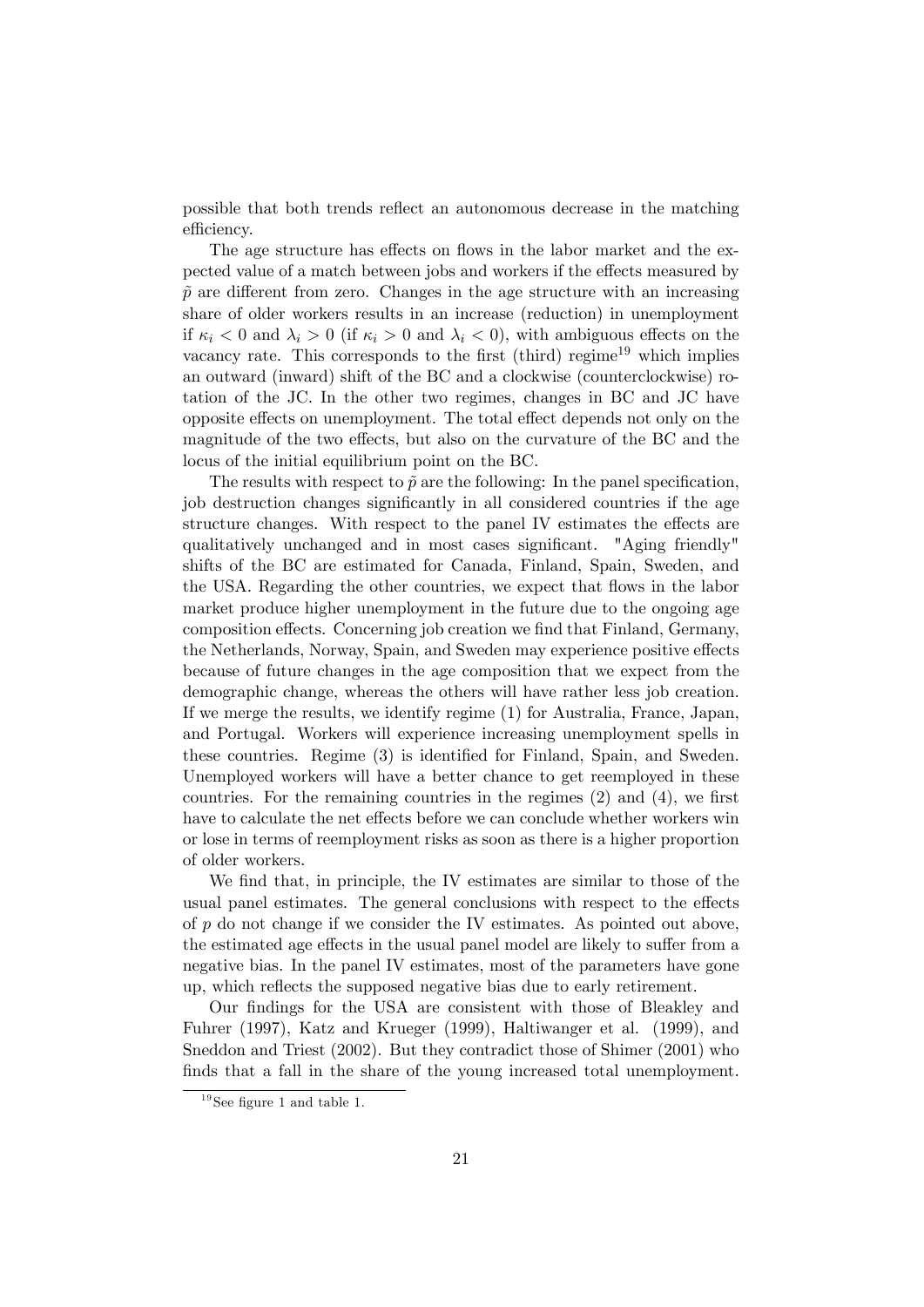possible that both trends reflect an autonomous decrease in the matching efficiency.

The age structure has effects on flows in the labor market and the expected value of a match between jobs and workers if the effects measured by $\tilde{p}$ are different from zero. Changes in the age structure with an increasing share of older workers results in an increase (reduction) in unemployment if $\kappa_i < 0$ and $\lambda_i > 0$ (if $\kappa_i > 0$ and $\lambda_i < 0$), with ambiguous effects on the vacancy rate. This corresponds to the first (third) regime[19] which implies an outward (inward) shift of the BC and a clockwise (counterclockwise) rotation of the JC. In the other two regimes, changes in BC and JC have opposite effects on unemployment. The total effect depends not only on the magnitude of the two effects, but also on the curvature of the BC and the locus of the initial equilibrium point on the BC.

The results with respect to $\tilde{p}$ are the following: In the panel specification, job destruction changes significantly in all considered countries if the age structure changes. With respect to the panel IV estimates the effects are qualitatively unchanged and in most cases significant. "Aging friendly" shifts of the BC are estimated for Canada, Finland, Spain, Sweden, and the USA. Regarding the other countries, we expect that flows in the labor market produce higher unemployment in the future due to the ongoing age composition effects. Concerning job creation we find that Finland, Germany, the Netherlands, Norway, Spain, and Sweden may experience positive effects because of future changes in the age composition that we expect from the demographic change, whereas the others will have rather less job creation. If we merge the results, we identify regime (1) for Australia, France, Japan, and Portugal. Workers will experience increasing unemployment spells in these countries. Regime (3) is identified for Finland, Spain, and Sweden. Unemployed workers will have a better chance to get reemployed in these countries. For the remaining countries in the regimes (2) and (4), we first have to calculate the net effects before we can conclude whether workers win or lose in terms of reemployment risks as soon as there is a higher proportion of older workers.

We find that, in principle, the IV estimates are similar to those of the usual panel estimates. The general conclusions with respect to the effects of $p$ do not change if we consider the IV estimates. As pointed out above, the estimated age effects in the usual panel model are likely to suffer from a negative bias. In the panel IV estimates, most of the parameters have gone up, which reflects the supposed negative bias due to early retirement.

Our findings for the USA are consistent with those of Bleakley and Fuhrer (1997), Katz and Krueger (1999), Haltiwanger et al. (1999), and Sneddon and Triest (2002). But they contradict those of Shimer (2001) who finds that a fall in the share of the young increased total unemployment.

[19] See figure 1 and table 1.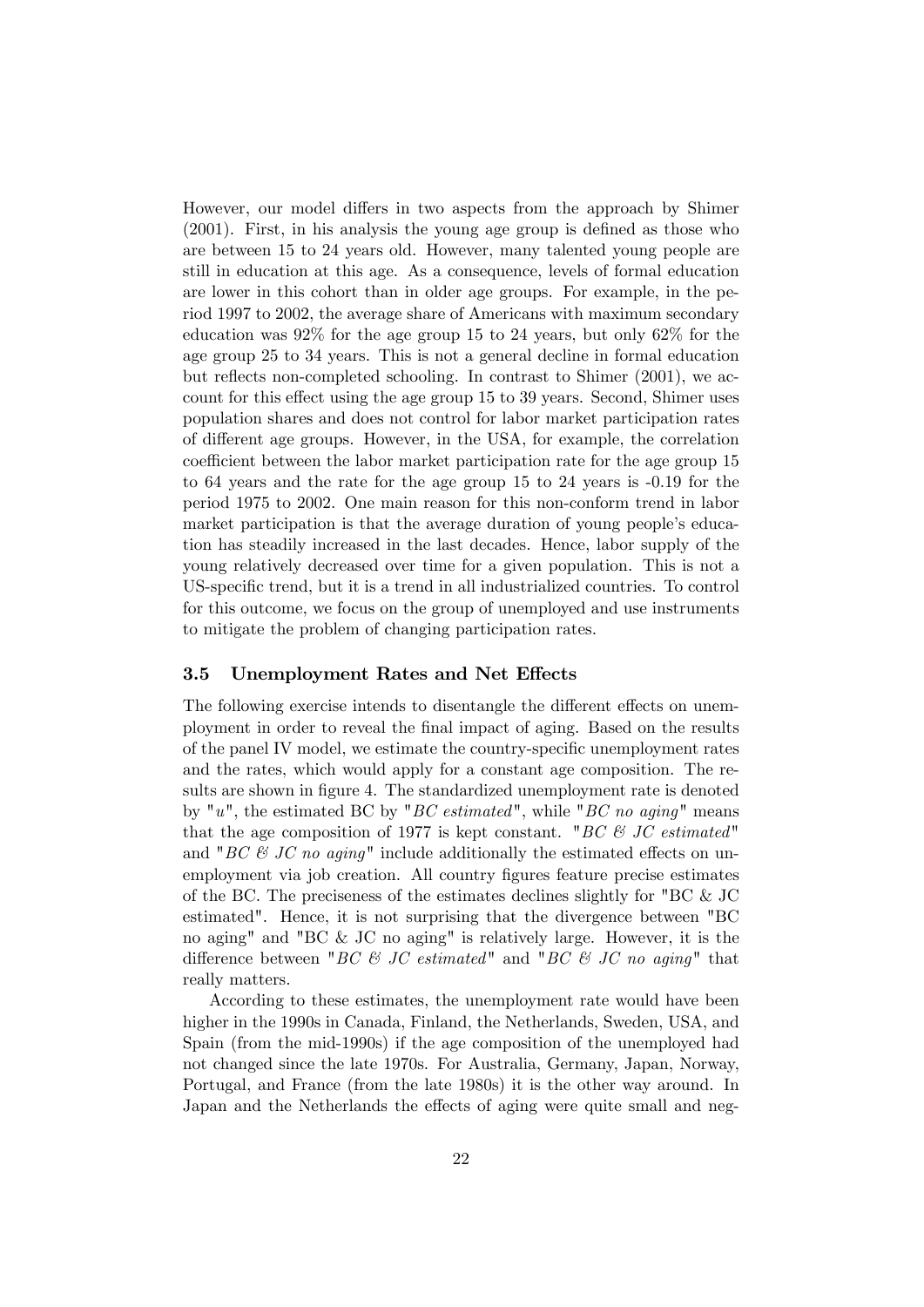However, our model differs in two aspects from the approach by Shimer (2001). First, in his analysis the young age group is defined as those who are between 15 to 24 years old. However, many talented young people are still in education at this age. As a consequence, levels of formal education are lower in this cohort than in older age groups. For example, in the period 1997 to 2002, the average share of Americans with maximum secondary education was 92% for the age group 15 to 24 years, but only 62% for the age group 25 to 34 years. This is not a general decline in formal education but reflects non-completed schooling. In contrast to Shimer (2001), we account for this effect using the age group 15 to 39 years. Second, Shimer uses population shares and does not control for labor market participation rates of different age groups. However, in the USA, for example, the correlation coefficient between the labor market participation rate for the age group 15 to 64 years and the rate for the age group 15 to 24 years is -0.19 for the period 1975 to 2002. One main reason for this non-conform trend in labor market participation is that the average duration of young people's education has steadily increased in the last decades. Hence, labor supply of the young relatively decreased over time for a given population. This is not a US-specific trend, but it is a trend in all industrialized countries. To control for this outcome, we focus on the group of unemployed and use instruments to mitigate the problem of changing participation rates.

### 3.5 Unemployment Rates and Net Effects

The following exercise intends to disentangle the different effects on unemployment in order to reveal the final impact of aging. Based on the results of the panel IV model, we estimate the country-specific unemployment rates and the rates, which would apply for a constant age composition. The results are shown in figure 4. The standardized unemployment rate is denoted by "*u*", the estimated BC by "*BC estimated*", while "*BC no aging*" means that the age composition of 1977 is kept constant. "*BC & JC estimated*" and "*BC & JC no aging*" include additionally the estimated effects on unemployment via job creation. All country figures feature precise estimates of the BC. The preciseness of the estimates declines slightly for "BC & JC estimated". Hence, it is not surprising that the divergence between "BC no aging" and "BC & JC no aging" is relatively large. However, it is the difference between "*BC & JC estimated*" and "*BC & JC no aging*" that really matters.

According to these estimates, the unemployment rate would have been higher in the 1990s in Canada, Finland, the Netherlands, Sweden, USA, and Spain (from the mid-1990s) if the age composition of the unemployed had not changed since the late 1970s. For Australia, Germany, Japan, Norway, Portugal, and France (from the late 1980s) it is the other way around. In Japan and the Netherlands the effects of aging were quite small and neg-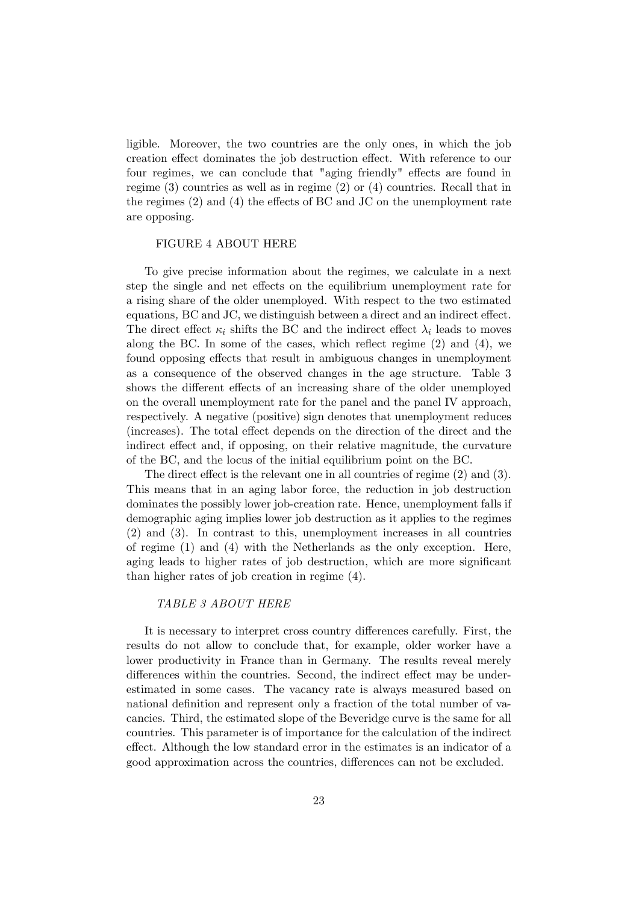ligible. Moreover, the two countries are the only ones, in which the job creation effect dominates the job destruction effect. With reference to our four regimes, we can conclude that "aging friendly" effects are found in regime (3) countries as well as in regime (2) or (4) countries. Recall that in the regimes (2) and (4) the effects of BC and JC on the unemployment rate are opposing.

FIGURE 4 ABOUT HERE

To give precise information about the regimes, we calculate in a next step the single and net effects on the equilibrium unemployment rate for a rising share of the older unemployed. With respect to the two estimated equations, BC and JC, we distinguish between a direct and an indirect effect. The direct effect $\kappa_i$ shifts the BC and the indirect effect $\lambda_i$ leads to moves along the BC. In some of the cases, which reflect regime (2) and (4), we found opposing effects that result in ambiguous changes in unemployment as a consequence of the observed changes in the age structure. Table 3 shows the different effects of an increasing share of the older unemployed on the overall unemployment rate for the panel and the panel IV approach, respectively. A negative (positive) sign denotes that unemployment reduces (increases). The total effect depends on the direction of the direct and the indirect effect and, if opposing, on their relative magnitude, the curvature of the BC, and the locus of the initial equilibrium point on the BC.

The direct effect is the relevant one in all countries of regime (2) and (3). This means that in an aging labor force, the reduction in job destruction dominates the possibly lower job-creation rate. Hence, unemployment falls if demographic aging implies lower job destruction as it applies to the regimes (2) and (3). In contrast to this, unemployment increases in all countries of regime (1) and (4) with the Netherlands as the only exception. Here, aging leads to higher rates of job destruction, which are more significant than higher rates of job creation in regime (4).

*TABLE 3 ABOUT HERE*

It is necessary to interpret cross country differences carefully. First, the results do not allow to conclude that, for example, older worker have a lower productivity in France than in Germany. The results reveal merely differences within the countries. Second, the indirect effect may be underestimated in some cases. The vacancy rate is always measured based on national definition and represent only a fraction of the total number of vacancies. Third, the estimated slope of the Beveridge curve is the same for all countries. This parameter is of importance for the calculation of the indirect effect. Although the low standard error in the estimates is an indicator of a good approximation across the countries, differences can not be excluded.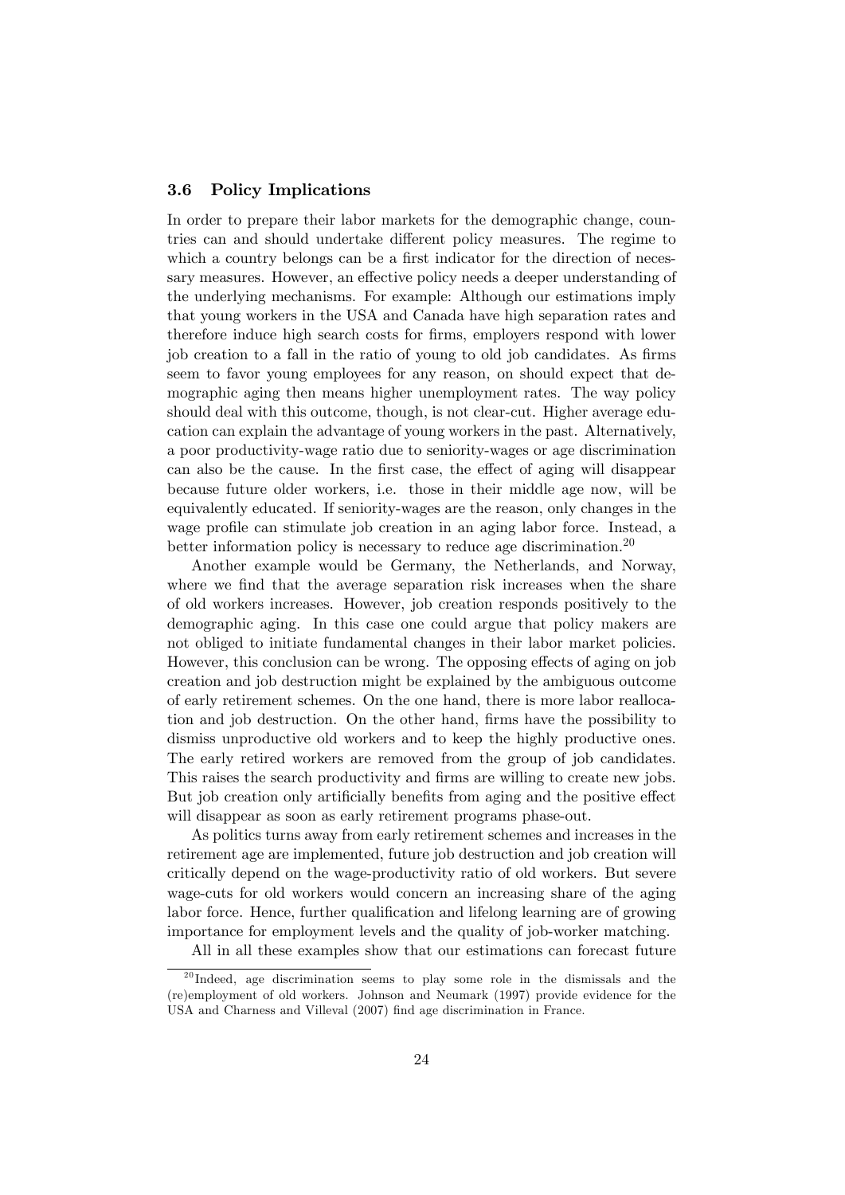### 3.6 Policy Implications

In order to prepare their labor markets for the demographic change, countries can and should undertake different policy measures. The regime to which a country belongs can be a first indicator for the direction of necessary measures. However, an effective policy needs a deeper understanding of the underlying mechanisms. For example: Although our estimations imply that young workers in the USA and Canada have high separation rates and therefore induce high search costs for firms, employers respond with lower job creation to a fall in the ratio of young to old job candidates. As firms seem to favor young employees for any reason, on should expect that demographic aging then means higher unemployment rates. The way policy should deal with this outcome, though, is not clear-cut. Higher average education can explain the advantage of young workers in the past. Alternatively, a poor productivity-wage ratio due to seniority-wages or age discrimination can also be the cause. In the first case, the effect of aging will disappear because future older workers, i.e. those in their middle age now, will be equivalently educated. If seniority-wages are the reason, only changes in the wage profile can stimulate job creation in an aging labor force. Instead, a better information policy is necessary to reduce age discrimination.[20]

Another example would be Germany, the Netherlands, and Norway, where we find that the average separation risk increases when the share of old workers increases. However, job creation responds positively to the demographic aging. In this case one could argue that policy makers are not obliged to initiate fundamental changes in their labor market policies. However, this conclusion can be wrong. The opposing effects of aging on job creation and job destruction might be explained by the ambiguous outcome of early retirement schemes. On the one hand, there is more labor reallocation and job destruction. On the other hand, firms have the possibility to dismiss unproductive old workers and to keep the highly productive ones. The early retired workers are removed from the group of job candidates. This raises the search productivity and firms are willing to create new jobs. But job creation only artificially benefits from aging and the positive effect will disappear as soon as early retirement programs phase-out.

As politics turns away from early retirement schemes and increases in the retirement age are implemented, future job destruction and job creation will critically depend on the wage-productivity ratio of old workers. But severe wage-cuts for old workers would concern an increasing share of the aging labor force. Hence, further qualification and lifelong learning are of growing importance for employment levels and the quality of job-worker matching.

All in all these examples show that our estimations can forecast future

[20] Indeed, age discrimination seems to play some role in the dismissals and the (re)employment of old workers. Johnson and Neumark (1997) provide evidence for the USA and Charness and Villeval (2007) find age discrimination in France.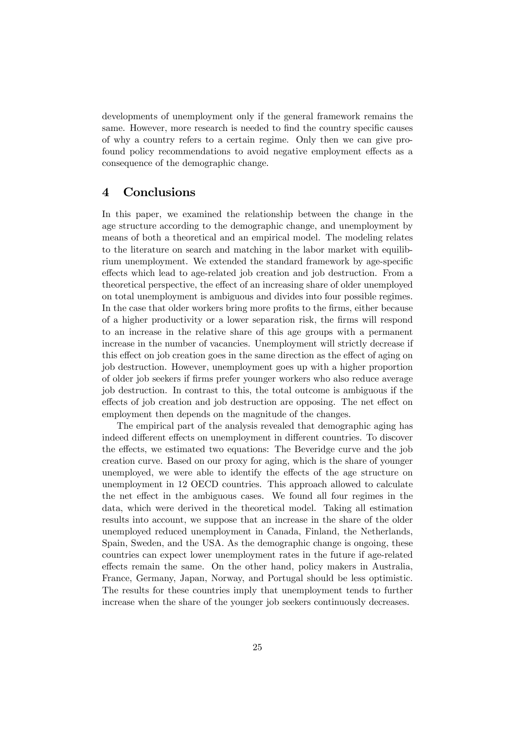developments of unemployment only if the general framework remains the same. However, more research is needed to find the country specific causes of why a country refers to a certain regime. Only then we can give profound policy recommendations to avoid negative employment effects as a consequence of the demographic change.

## 4 Conclusions

In this paper, we examined the relationship between the change in the age structure according to the demographic change, and unemployment by means of both a theoretical and an empirical model. The modeling relates to the literature on search and matching in the labor market with equilibrium unemployment. We extended the standard framework by age-specific effects which lead to age-related job creation and job destruction. From a theoretical perspective, the effect of an increasing share of older unemployed on total unemployment is ambiguous and divides into four possible regimes. In the case that older workers bring more profits to the firms, either because of a higher productivity or a lower separation risk, the firms will respond to an increase in the relative share of this age groups with a permanent increase in the number of vacancies. Unemployment will strictly decrease if this effect on job creation goes in the same direction as the effect of aging on job destruction. However, unemployment goes up with a higher proportion of older job seekers if firms prefer younger workers who also reduce average job destruction. In contrast to this, the total outcome is ambiguous if the effects of job creation and job destruction are opposing. The net effect on employment then depends on the magnitude of the changes.

The empirical part of the analysis revealed that demographic aging has indeed different effects on unemployment in different countries. To discover the effects, we estimated two equations: The Beveridge curve and the job creation curve. Based on our proxy for aging, which is the share of younger unemployed, we were able to identify the effects of the age structure on unemployment in 12 OECD countries. This approach allowed to calculate the net effect in the ambiguous cases. We found all four regimes in the data, which were derived in the theoretical model. Taking all estimation results into account, we suppose that an increase in the share of the older unemployed reduced unemployment in Canada, Finland, the Netherlands, Spain, Sweden, and the USA. As the demographic change is ongoing, these countries can expect lower unemployment rates in the future if age-related effects remain the same. On the other hand, policy makers in Australia, France, Germany, Japan, Norway, and Portugal should be less optimistic. The results for these countries imply that unemployment tends to further increase when the share of the younger job seekers continuously decreases.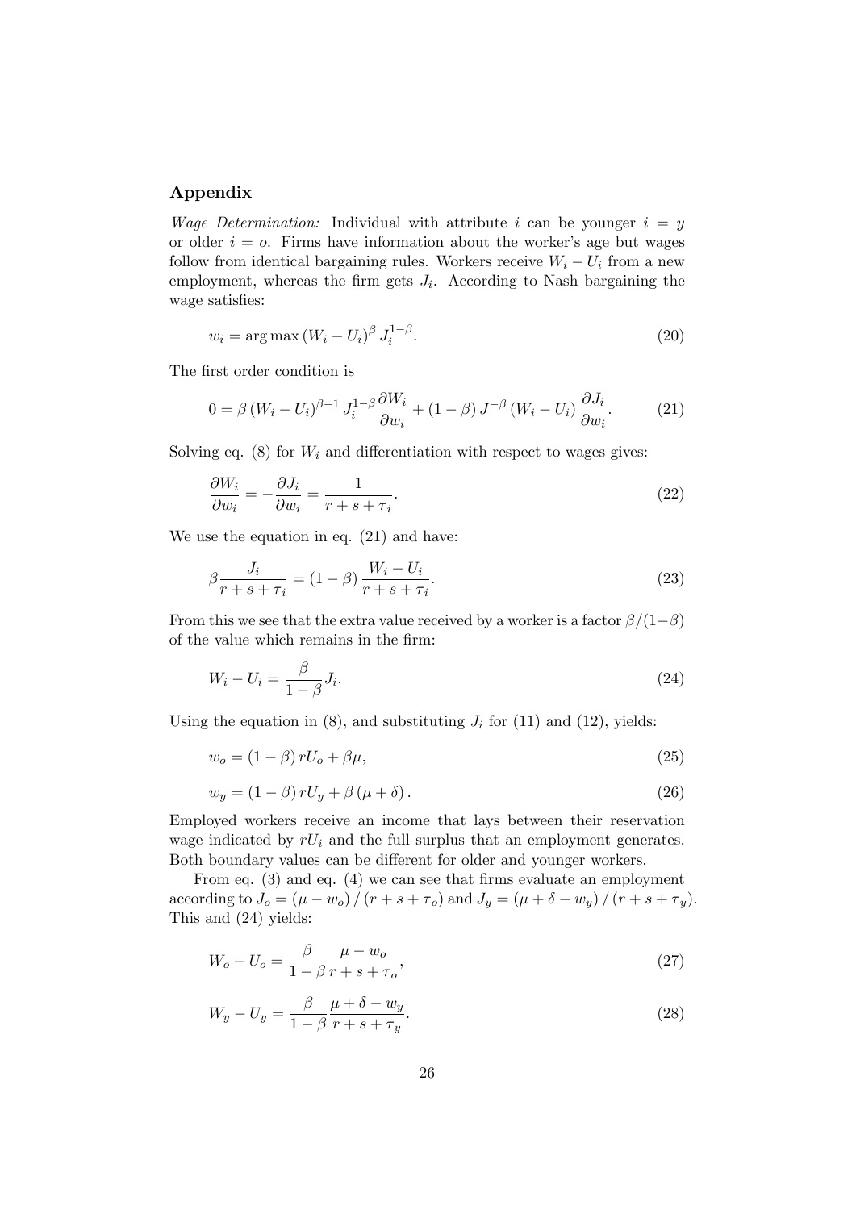## Appendix

*Wage Determination:* Individual with attribute $i$ can be younger $i = y$ or older $i = o$. Firms have information about the worker's age but wages follow from identical bargaining rules. Workers receive $W_i - U_i$ from a new employment, whereas the firm gets $J_i$. According to Nash bargaining the wage satisfies:

$$w_i = \arg\max \left(W_i - U_i\right)^{\beta} J_i^{1-\beta}. \tag{20}$$

The first order condition is

$$0 = \beta \left(W_i - U_i\right)^{\beta - 1} J_i^{1-\beta} \frac{\partial W_i}{\partial w_i} + \left(1 - \beta\right) J^{-\beta} \left(W_i - U_i\right) \frac{\partial J_i}{\partial w_i}. \tag{21}$$

Solving eq. (8) for $W_i$ and differentiation with respect to wages gives:

$$\frac{\partial W_i}{\partial w_i} = -\frac{\partial J_i}{\partial w_i} = \frac{1}{r + s + \tau_i}. \tag{22}$$

We use the equation in eq. (21) and have:

$$\beta \frac{J_i}{r + s + \tau_i} = \left(1 - \beta\right) \frac{W_i - U_i}{r + s + \tau_i}. \tag{23}$$

From this we see that the extra value received by a worker is a factor $\beta/(1-\beta)$ of the value which remains in the firm:

$$W_i - U_i = \frac{\beta}{1 - \beta} J_i. \tag{24}$$

Using the equation in (8), and substituting $J_i$ for (11) and (12), yields:

$$w_o = \left(1 - \beta\right) r U_o + \beta \mu, \tag{25}$$

$$w_y = \left(1 - \beta\right) r U_y + \beta \left(\mu + \delta\right). \tag{26}$$

Employed workers receive an income that lays between their reservation wage indicated by $rU_i$ and the full surplus that an employment generates. Both boundary values can be different for older and younger workers.

From eq. (3) and eq. (4) we can see that firms evaluate an employment according to $J_o = \left(\mu - w_o\right) / \left(r + s + \tau_o\right)$ and $J_y = \left(\mu + \delta - w_y\right) / \left(r + s + \tau_y\right)$. This and (24) yields:

$$W_o - U_o = \frac{\beta}{1 - \beta} \frac{\mu - w_o}{r + s + \tau_o}, \tag{27}$$

$$W_y - U_y = \frac{\beta}{1 - \beta} \frac{\mu + \delta - w_y}{r + s + \tau_y}. \tag{28}$$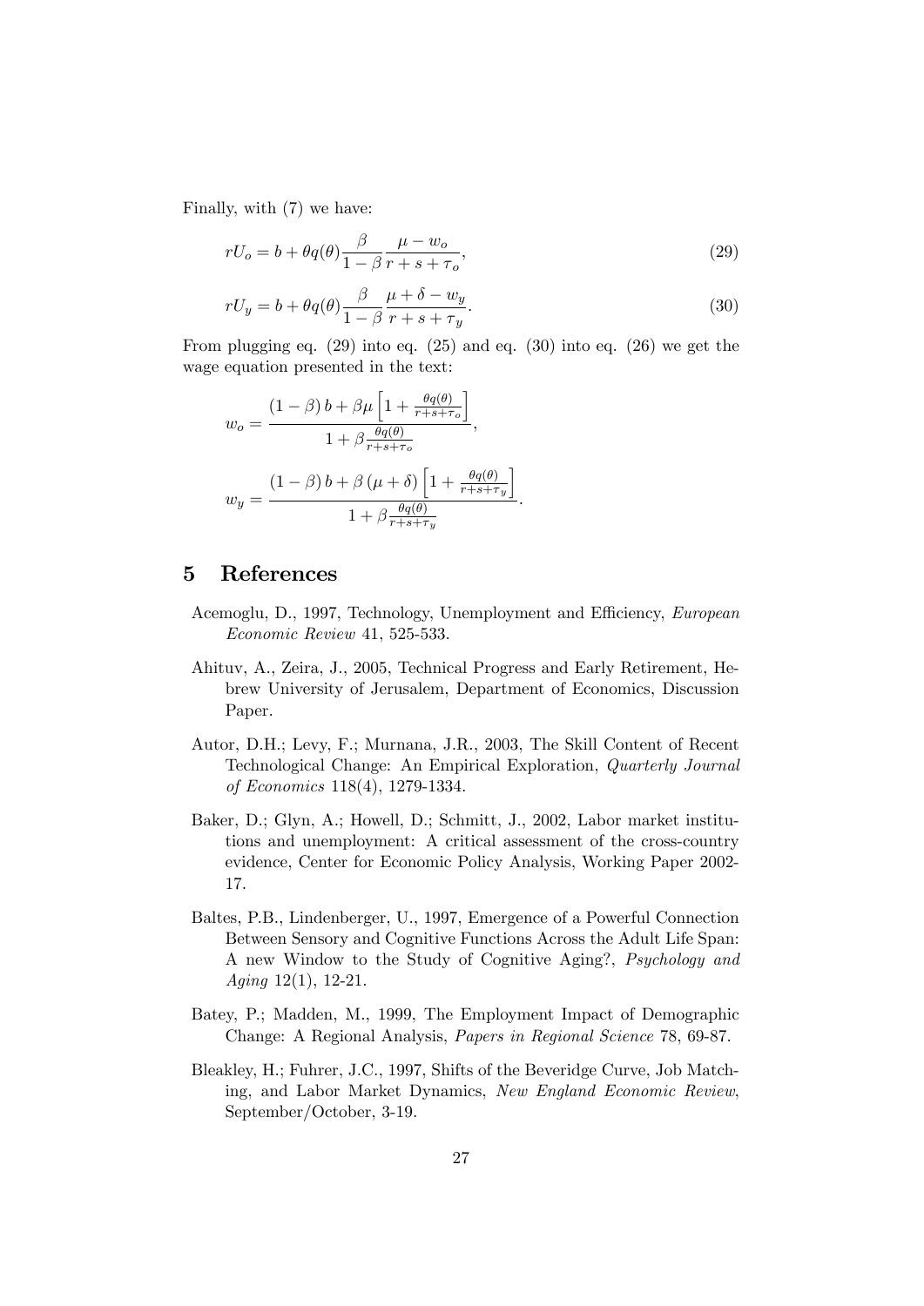Finally, with (7) we have:

$$rU_o = b + \theta q(\theta) \frac{\beta}{1-\beta} \frac{\mu - w_o}{r + s + \tau_o}, \tag{29}$$

$$rU_y = b + \theta q(\theta) \frac{\beta}{1-\beta} \frac{\mu + \delta - w_y}{r + s + \tau_y}. \tag{30}$$

From plugging eq. (29) into eq. (25) and eq. (30) into eq. (26) we get the wage equation presented in the text:

$$w_o = \frac{(1-\beta)\, b + \beta \mu \left[1 + \frac{\theta q(\theta)}{r+s+\tau_o}\right]}{1 + \beta \frac{\theta q(\theta)}{r+s+\tau_o}},$$

$$w_y = \frac{(1-\beta)\, b + \beta \left(\mu + \delta\right) \left[1 + \frac{\theta q(\theta)}{r+s+\tau_y}\right]}{1 + \beta \frac{\theta q(\theta)}{r+s+\tau_y}}.$$

# 5 References

Acemoglu, D., 1997, Technology, Unemployment and Efficiency, *European Economic Review* 41, 525-533.

Ahituv, A., Zeira, J., 2005, Technical Progress and Early Retirement, Hebrew University of Jerusalem, Department of Economics, Discussion Paper.

Autor, D.H.; Levy, F.; Murnana, J.R., 2003, The Skill Content of Recent Technological Change: An Empirical Exploration, *Quarterly Journal of Economics* 118(4), 1279-1334.

Baker, D.; Glyn, A.; Howell, D.; Schmitt, J., 2002, Labor market institutions and unemployment: A critical assessment of the cross-country evidence, Center for Economic Policy Analysis, Working Paper 2002-17.

Baltes, P.B., Lindenberger, U., 1997, Emergence of a Powerful Connection Between Sensory and Cognitive Functions Across the Adult Life Span: A new Window to the Study of Cognitive Aging?, *Psychology and Aging* 12(1), 12-21.

Batey, P.; Madden, M., 1999, The Employment Impact of Demographic Change: A Regional Analysis, *Papers in Regional Science* 78, 69-87.

Bleakley, H.; Fuhrer, J.C., 1997, Shifts of the Beveridge Curve, Job Matching, and Labor Market Dynamics, *New England Economic Review*, September/October, 3-19.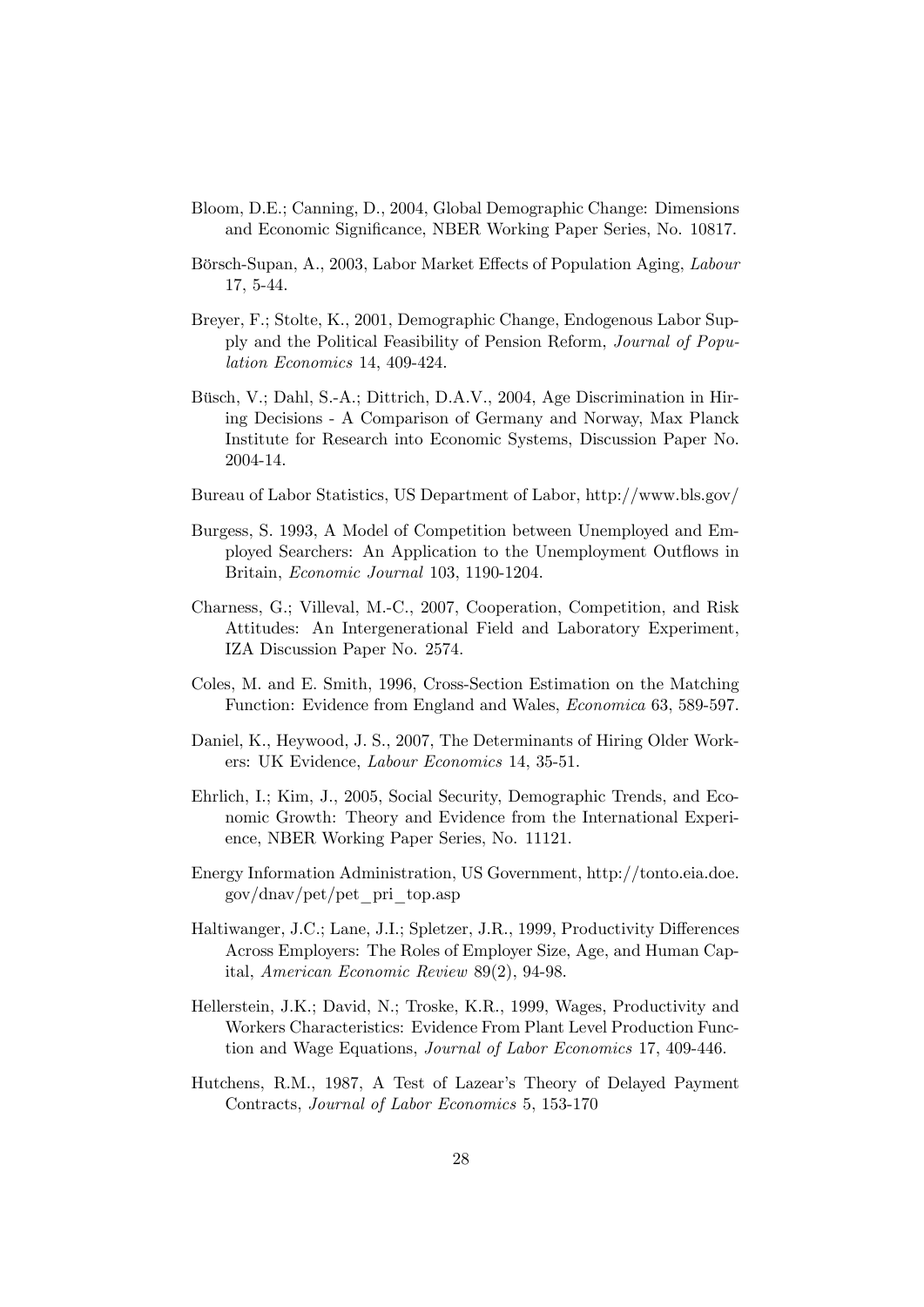Bloom, D.E.; Canning, D., 2004, Global Demographic Change: Dimensions and Economic Significance, NBER Working Paper Series, No. 10817.

Börsch-Supan, A., 2003, Labor Market Effects of Population Aging, *Labour* 17, 5-44.

Breyer, F.; Stolte, K., 2001, Demographic Change, Endogenous Labor Supply and the Political Feasibility of Pension Reform, *Journal of Population Economics* 14, 409-424.

Büsch, V.; Dahl, S.-A.; Dittrich, D.A.V., 2004, Age Discrimination in Hiring Decisions - A Comparison of Germany and Norway, Max Planck Institute for Research into Economic Systems, Discussion Paper No. 2004-14.

Bureau of Labor Statistics, US Department of Labor, http://www.bls.gov/

Burgess, S. 1993, A Model of Competition between Unemployed and Employed Searchers: An Application to the Unemployment Outflows in Britain, *Economic Journal* 103, 1190-1204.

Charness, G.; Villeval, M.-C., 2007, Cooperation, Competition, and Risk Attitudes: An Intergenerational Field and Laboratory Experiment, IZA Discussion Paper No. 2574.

Coles, M. and E. Smith, 1996, Cross-Section Estimation on the Matching Function: Evidence from England and Wales, *Economica* 63, 589-597.

Daniel, K., Heywood, J. S., 2007, The Determinants of Hiring Older Workers: UK Evidence, *Labour Economics* 14, 35-51.

Ehrlich, I.; Kim, J., 2005, Social Security, Demographic Trends, and Economic Growth: Theory and Evidence from the International Experience, NBER Working Paper Series, No. 11121.

Energy Information Administration, US Government, http://tonto.eia.doe.gov/dnav/pet/pet_pri_top.asp

Haltiwanger, J.C.; Lane, J.I.; Spletzer, J.R., 1999, Productivity Differences Across Employers: The Roles of Employer Size, Age, and Human Capital, *American Economic Review* 89(2), 94-98.

Hellerstein, J.K.; David, N.; Troske, K.R., 1999, Wages, Productivity and Workers Characteristics: Evidence From Plant Level Production Function and Wage Equations, *Journal of Labor Economics* 17, 409-446.

Hutchens, R.M., 1987, A Test of Lazear's Theory of Delayed Payment Contracts, *Journal of Labor Economics* 5, 153-170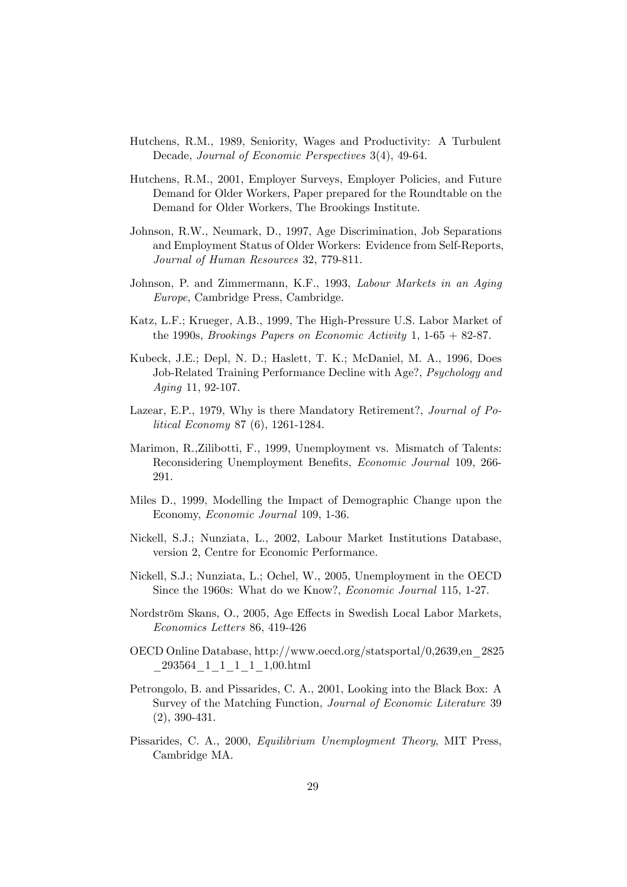Hutchens, R.M., 1989, Seniority, Wages and Productivity: A Turbulent Decade, *Journal of Economic Perspectives* 3(4), 49-64.

Hutchens, R.M., 2001, Employer Surveys, Employer Policies, and Future Demand for Older Workers, Paper prepared for the Roundtable on the Demand for Older Workers, The Brookings Institute.

Johnson, R.W., Neumark, D., 1997, Age Discrimination, Job Separations and Employment Status of Older Workers: Evidence from Self-Reports, *Journal of Human Resources* 32, 779-811.

Johnson, P. and Zimmermann, K.F., 1993, *Labour Markets in an Aging Europe*, Cambridge Press, Cambridge.

Katz, L.F.; Krueger, A.B., 1999, The High-Pressure U.S. Labor Market of the 1990s, *Brookings Papers on Economic Activity* 1, 1-65 + 82-87.

Kubeck, J.E.; Depl, N. D.; Haslett, T. K.; McDaniel, M. A., 1996, Does Job-Related Training Performance Decline with Age?, *Psychology and Aging* 11, 92-107.

Lazear, E.P., 1979, Why is there Mandatory Retirement?, *Journal of Political Economy* 87 (6), 1261-1284.

Marimon, R.,Zilibotti, F., 1999, Unemployment vs. Mismatch of Talents: Reconsidering Unemployment Benefits, *Economic Journal* 109, 266-291.

Miles D., 1999, Modelling the Impact of Demographic Change upon the Economy, *Economic Journal* 109, 1-36.

Nickell, S.J.; Nunziata, L., 2002, Labour Market Institutions Database, version 2, Centre for Economic Performance.

Nickell, S.J.; Nunziata, L.; Ochel, W., 2005, Unemployment in the OECD Since the 1960s: What do we Know?, *Economic Journal* 115, 1-27.

Nordström Skans, O., 2005, Age Effects in Swedish Local Labor Markets, *Economics Letters* 86, 419-426

OECD Online Database, http://www.oecd.org/statsportal/0,2639,en_2825_293564_1_1_1_1_1,00.html

Petrongolo, B. and Pissarides, C. A., 2001, Looking into the Black Box: A Survey of the Matching Function, *Journal of Economic Literature* 39 (2), 390-431.

Pissarides, C. A., 2000, *Equilibrium Unemployment Theory*, MIT Press, Cambridge MA.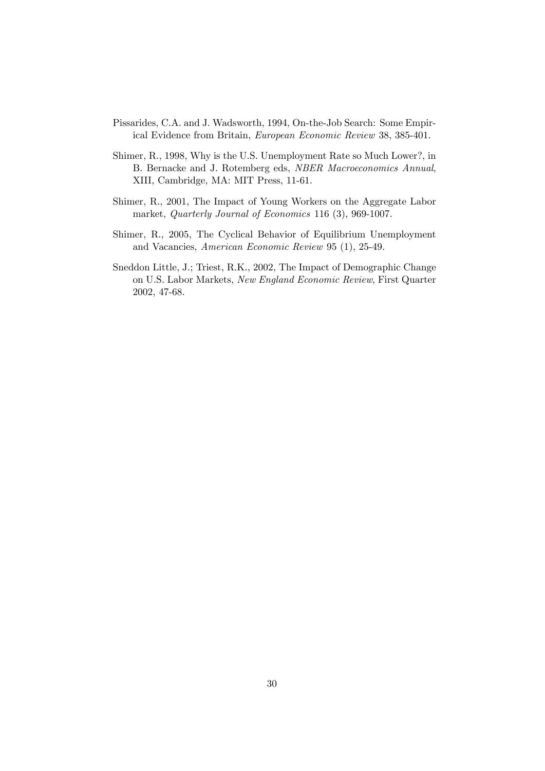Pissarides, C.A. and J. Wadsworth, 1994, On-the-Job Search: Some Empirical Evidence from Britain, *European Economic Review* 38, 385-401.

Shimer, R., 1998, Why is the U.S. Unemployment Rate so Much Lower?, in B. Bernacke and J. Rotemberg eds, *NBER Macroeconomics Annual*, XIII, Cambridge, MA: MIT Press, 11-61.

Shimer, R., 2001, The Impact of Young Workers on the Aggregate Labor market, *Quarterly Journal of Economics* 116 (3), 969-1007.

Shimer, R., 2005, The Cyclical Behavior of Equilibrium Unemployment and Vacancies, *American Economic Review* 95 (1), 25-49.

Sneddon Little, J.; Triest, R.K., 2002, The Impact of Demographic Change on U.S. Labor Markets, *New England Economic Review*, First Quarter 2002, 47-68.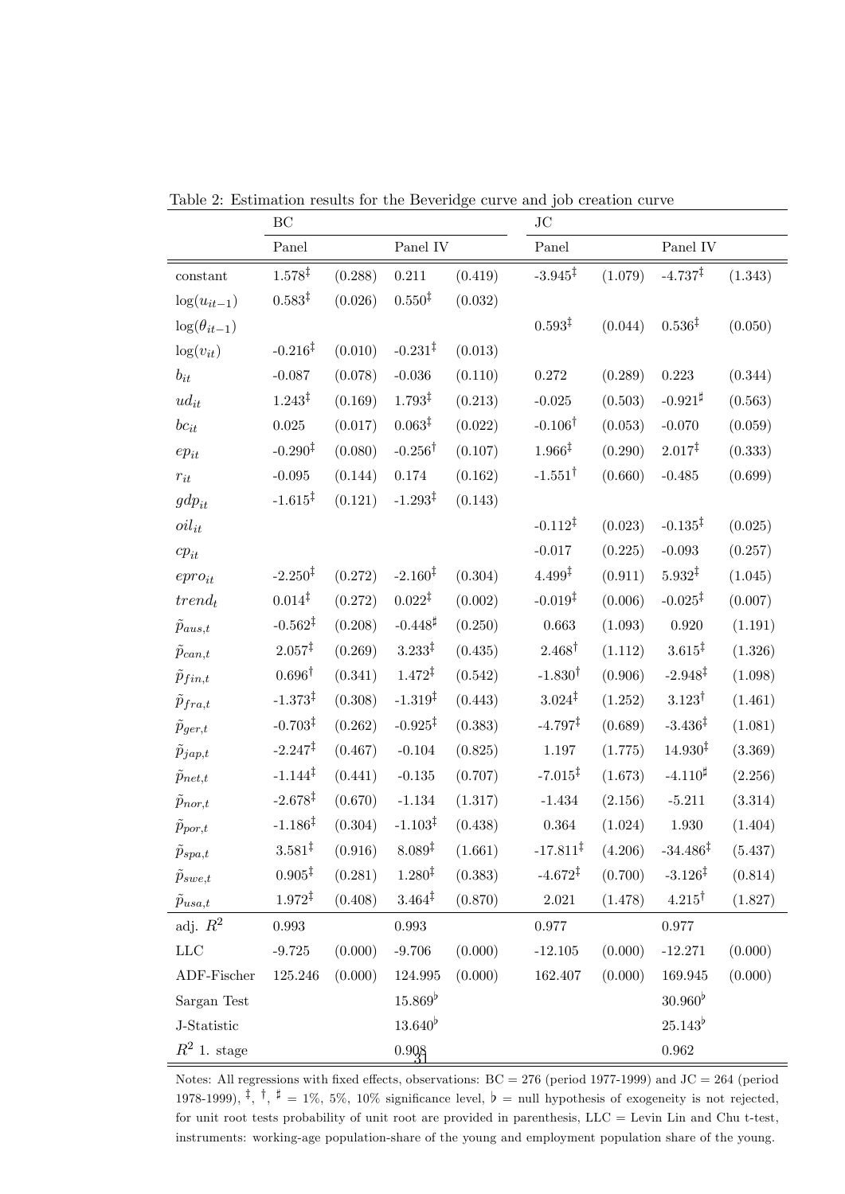Table 2: Estimation results for the Beveridge curve and job creation curve

| | BC | | | | JC | | | |
|---|---|---|---|---|---|---|---|---|
| | Panel | | Panel IV | | Panel | | Panel IV | |
| constant | $1.578^{\ddagger}$ | (0.288) | 0.211 | (0.419) | $-3.945^{\ddagger}$ | (1.079) | $-4.737^{\ddagger}$ | (1.343) |
| $\log(u_{it-1})$ | $0.583^{\ddagger}$ | (0.026) | $0.550^{\ddagger}$ | (0.032) | | | | |
| $\log(\theta_{it-1})$ | | | | | $0.593^{\ddagger}$ | (0.044) | $0.536^{\ddagger}$ | (0.050) |
| $\log(v_{it})$ | $-0.216^{\ddagger}$ | (0.010) | $-0.231^{\ddagger}$ | (0.013) | | | | |
| $b_{it}$ | -0.087 | (0.078) | -0.036 | (0.110) | 0.272 | (0.289) | 0.223 | (0.344) |
| $ud_{it}$ | $1.243^{\ddagger}$ | (0.169) | $1.793^{\ddagger}$ | (0.213) | -0.025 | (0.503) | $-0.921^{\sharp}$ | (0.563) |
| $bc_{it}$ | 0.025 | (0.017) | $0.063^{\ddagger}$ | (0.022) | $-0.106^{\dagger}$ | (0.053) | -0.070 | (0.059) |
| $ep_{it}$ | $-0.290^{\ddagger}$ | (0.080) | $-0.256^{\dagger}$ | (0.107) | $1.966^{\ddagger}$ | (0.290) | $2.017^{\ddagger}$ | (0.333) |
| $r_{it}$ | -0.095 | (0.144) | 0.174 | (0.162) | $-1.551^{\dagger}$ | (0.660) | -0.485 | (0.699) |
| $gdp_{it}$ | $-1.615^{\ddagger}$ | (0.121) | $-1.293^{\ddagger}$ | (0.143) | | | | |
| $oil_{it}$ | | | | | $-0.112^{\ddagger}$ | (0.023) | $-0.135^{\ddagger}$ | (0.025) |
| $cp_{it}$ | | | | | -0.017 | (0.225) | -0.093 | (0.257) |
| $epro_{it}$ | $-2.250^{\ddagger}$ | (0.272) | $-2.160^{\ddagger}$ | (0.304) | $4.499^{\ddagger}$ | (0.911) | $5.932^{\ddagger}$ | (1.045) |
| $trend_t$ | $0.014^{\ddagger}$ | (0.272) | $0.022^{\ddagger}$ | (0.002) | $-0.019^{\ddagger}$ | (0.006) | $-0.025^{\ddagger}$ | (0.007) |
| $\tilde{p}_{aus,t}$ | $-0.562^{\ddagger}$ | (0.208) | $-0.448^{\sharp}$ | (0.250) | 0.663 | (1.093) | 0.920 | (1.191) |
| $\tilde{p}_{can,t}$ | $2.057^{\ddagger}$ | (0.269) | $3.233^{\ddagger}$ | (0.435) | $2.468^{\dagger}$ | (1.112) | $3.615^{\ddagger}$ | (1.326) |
| $\tilde{p}_{fin,t}$ | $0.696^{\dagger}$ | (0.341) | $1.472^{\ddagger}$ | (0.542) | $-1.830^{\dagger}$ | (0.906) | $-2.948^{\ddagger}$ | (1.098) |
| $\tilde{p}_{fra,t}$ | $-1.373^{\ddagger}$ | (0.308) | $-1.319^{\ddagger}$ | (0.443) | $3.024^{\ddagger}$ | (1.252) | $3.123^{\dagger}$ | (1.461) |
| $\tilde{p}_{ger,t}$ | $-0.703^{\ddagger}$ | (0.262) | $-0.925^{\ddagger}$ | (0.383) | $-4.797^{\ddagger}$ | (0.689) | $-3.436^{\ddagger}$ | (1.081) |
| $\tilde{p}_{jap,t}$ | $-2.247^{\ddagger}$ | (0.467) | -0.104 | (0.825) | 1.197 | (1.775) | $14.930^{\ddagger}$ | (3.369) |
| $\tilde{p}_{net,t}$ | $-1.144^{\ddagger}$ | (0.441) | -0.135 | (0.707) | $-7.015^{\ddagger}$ | (1.673) | $-4.110^{\sharp}$ | (2.256) |
| $\tilde{p}_{nor,t}$ | $-2.678^{\ddagger}$ | (0.670) | -1.134 | (1.317) | -1.434 | (2.156) | -5.211 | (3.314) |
| $\tilde{p}_{por,t}$ | $-1.186^{\ddagger}$ | (0.304) | $-1.103^{\ddagger}$ | (0.438) | 0.364 | (1.024) | 1.930 | (1.404) |
| $\tilde{p}_{spa,t}$ | $3.581^{\ddagger}$ | (0.916) | $8.089^{\ddagger}$ | (1.661) | $-17.811^{\ddagger}$ | (4.206) | $-34.486^{\ddagger}$ | (5.437) |
| $\tilde{p}_{swe,t}$ | $0.905^{\ddagger}$ | (0.281) | $1.280^{\ddagger}$ | (0.383) | $-4.672^{\ddagger}$ | (0.700) | $-3.126^{\ddagger}$ | (0.814) |
| $\tilde{p}_{usa,t}$ | $1.972^{\ddagger}$ | (0.408) | $3.464^{\ddagger}$ | (0.870) | 2.021 | (1.478) | $4.215^{\dagger}$ | (1.827) |
| adj. $R^2$ | 0.993 | | 0.993 | | 0.977 | | 0.977 | |
| LLC | -9.725 | (0.000) | -9.706 | (0.000) | -12.105 | (0.000) | -12.271 | (0.000) |
| ADF-Fischer | 125.246 | (0.000) | 124.995 | (0.000) | 162.407 | (0.000) | 169.945 | (0.000) |
| Sargan Test | | | $15.869^{\flat}$ | | | | $30.960^{\flat}$ | |
| J-Statistic | | | $13.640^{\flat}$ | | | | $25.143^{\flat}$ | |
| $R^2$ 1. stage | | | 0.908 | | | | 0.962 | |

Notes: All regressions with fixed effects, observations: BC = 276 (period 1977-1999) and JC = 264 (period 1978-1999), $\ddagger$, $\dagger$, $\sharp$ = 1%, 5%, 10% significance level, $\flat$ = null hypothesis of exogeneity is not rejected, for unit root tests probability of unit root are provided in parenthesis, LLC = Levin Lin and Chu t-test, instruments: working-age population-share of the young and employment population share of the young.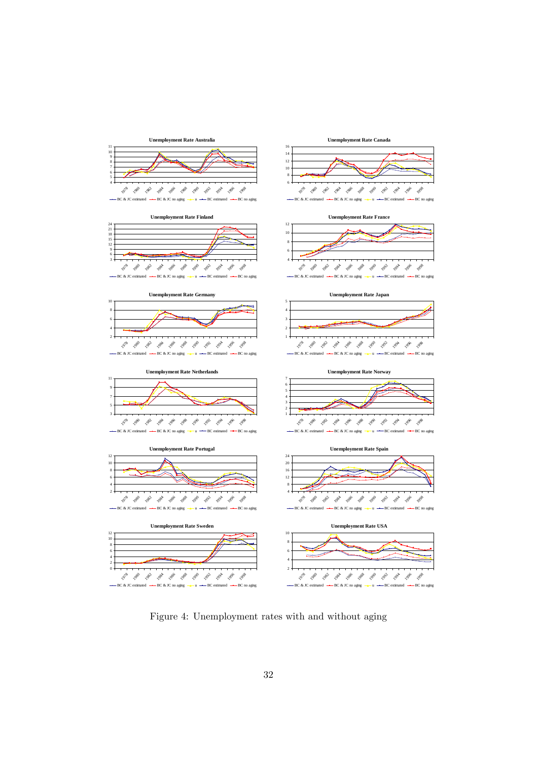Figure 4: Unemployment rates with and without aging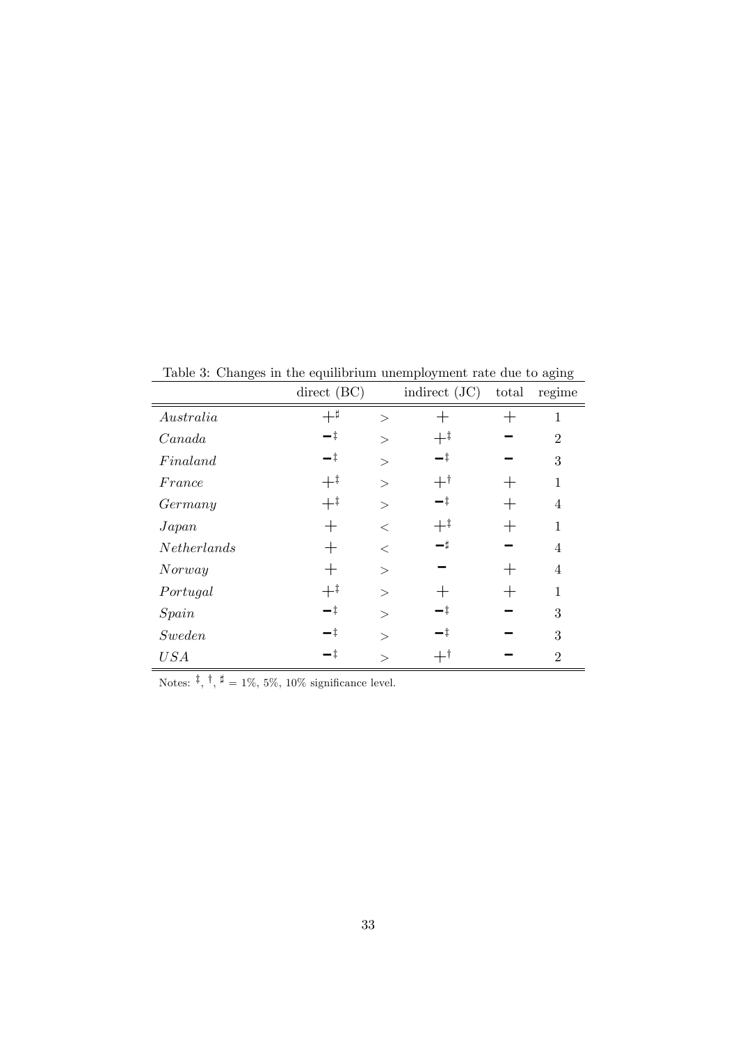Table 3: Changes in the equilibrium unemployment rate due to aging

| | direct (BC) | | indirect (JC) | total | regime |
|---|---|---|---|---|---|
| *Australia* | $+^{\sharp}$ | $>$ | $+$ | $+$ | 1 |
| *Canada* | $-^{\ddagger}$ | $>$ | $+^{\ddagger}$ | $-$ | 2 |
| *Finaland* | $-^{\ddagger}$ | $>$ | $-^{\ddagger}$ | $-$ | 3 |
| *France* | $+^{\ddagger}$ | $>$ | $+^{\dagger}$ | $+$ | 1 |
| *Germany* | $+^{\ddagger}$ | $>$ | $-^{\ddagger}$ | $+$ | 4 |
| *Japan* | $+$ | $<$ | $+^{\ddagger}$ | $+$ | 1 |
| *Netherlands* | $+$ | $<$ | $-^{\sharp}$ | $-$ | 4 |
| *Norway* | $+$ | $>$ | $-$ | $+$ | 4 |
| *Portugal* | $+^{\ddagger}$ | $>$ | $+$ | $+$ | 1 |
| *Spain* | $-^{\ddagger}$ | $>$ | $-^{\ddagger}$ | $-$ | 3 |
| *Sweden* | $-^{\ddagger}$ | $>$ | $-^{\ddagger}$ | $-$ | 3 |
| *USA* | $-^{\ddagger}$ | $>$ | $+^{\dagger}$ | $-$ | 2 |

Notes: $\ddagger$, $\dagger$, $\sharp$ = 1%, 5%, 10% significance level.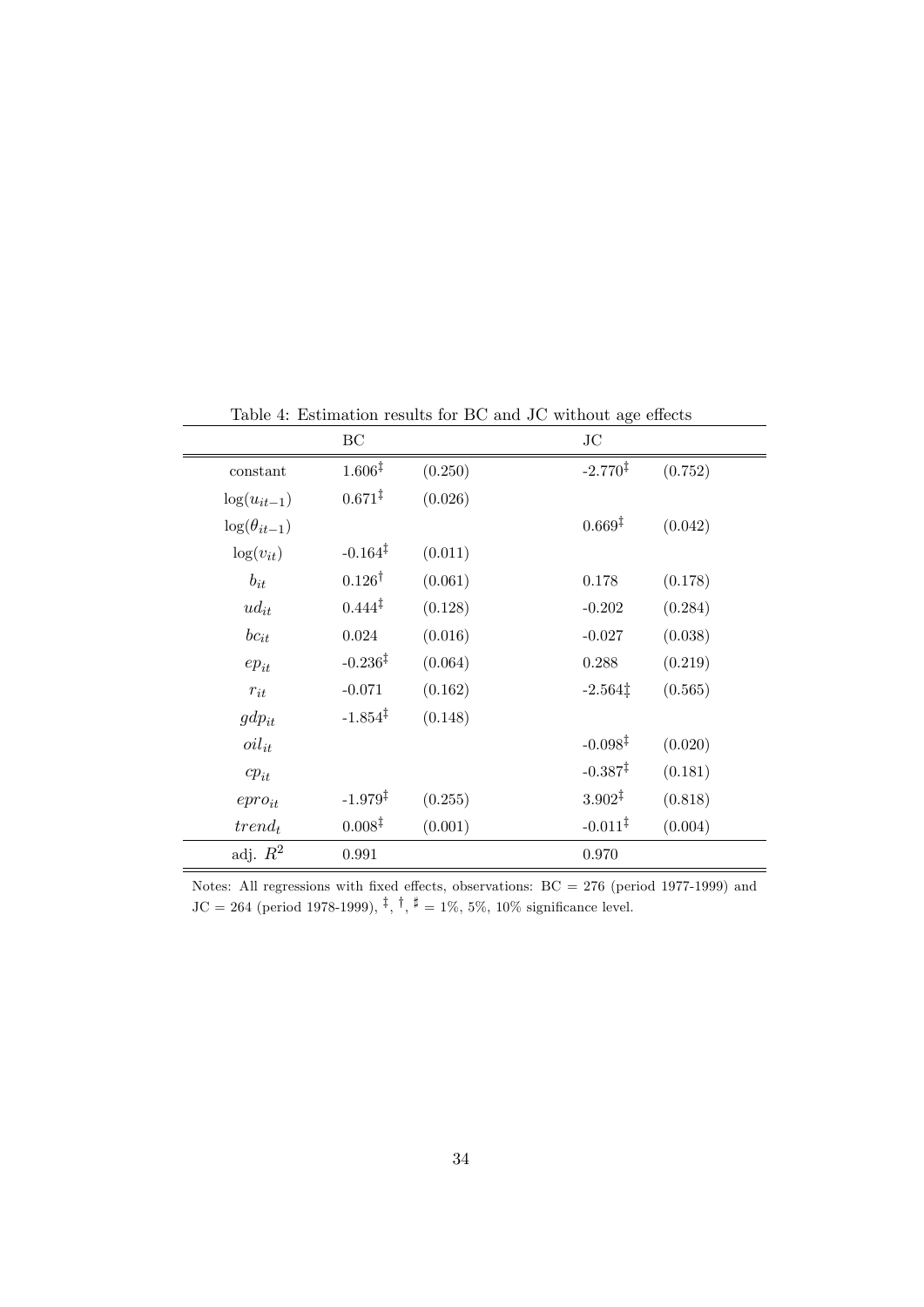Table 4: Estimation results for BC and JC without age effects

| | BC | | JC | |
|---|---|---|---|---|
| constant | 1.606‡ | (0.250) | -2.770‡ | (0.752) |
| $\log(u_{it-1})$ | 0.671‡ | (0.026) | | |
| $\log(\theta_{it-1})$ | | | 0.669‡ | (0.042) |
| $\log(v_{it})$ | -0.164‡ | (0.011) | | |
| $b_{it}$ | 0.126† | (0.061) | 0.178 | (0.178) |
| $ud_{it}$ | 0.444‡ | (0.128) | -0.202 | (0.284) |
| $bc_{it}$ | 0.024 | (0.016) | -0.027 | (0.038) |
| $ep_{it}$ | -0.236‡ | (0.064) | 0.288 | (0.219) |
| $r_{it}$ | -0.071 | (0.162) | -2.564‡ | (0.565) |
| $gdp_{it}$ | -1.854‡ | (0.148) | | |
| $oil_{it}$ | | | -0.098‡ | (0.020) |
| $cp_{it}$ | | | -0.387‡ | (0.181) |
| $epro_{it}$ | -1.979‡ | (0.255) | 3.902‡ | (0.818) |
| $trend_t$ | 0.008‡ | (0.001) | -0.011‡ | (0.004) |
| adj. $R^2$ | 0.991 | | 0.970 | |

Notes: All regressions with fixed effects, observations: BC = 276 (period 1977-1999) and JC = 264 (period 1978-1999), ‡, †, ♯ = 1%, 5%, 10% significance level.